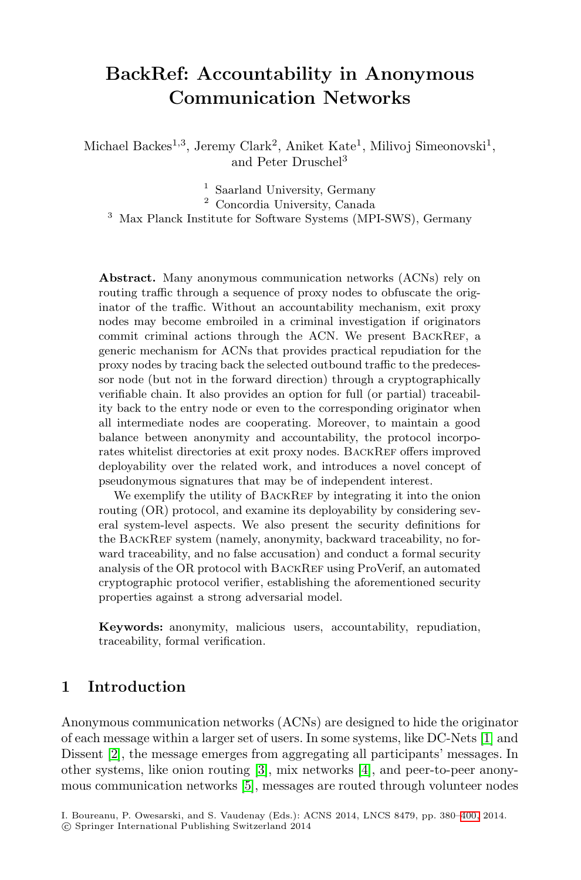# BackRef: Accountability in Anonymous Communication Networks

Michael Backes[1,3], Jeremy Clark[2], Aniket Kate[1], Milivoj Simeonovski[1], and Peter Druschel[3]

[1] Saarland University, Germany
[2] Concordia University, Canada
[3] Max Planck Institute for Software Systems (MPI-SWS), Germany

**Abstract.** Many anonymous communication networks (ACNs) rely on routing traffic through a sequence of proxy nodes to obfuscate the originator of the traffic. Without an accountability mechanism, exit proxy nodes may become embroiled in a criminal investigation if originators commit criminal actions through the ACN. We present BackRef, a generic mechanism for ACNs that provides practical repudiation for the proxy nodes by tracing back the selected outbound traffic to the predecessor node (but not in the forward direction) through a cryptographically verifiable chain. It also provides an option for full (or partial) traceability back to the entry node or even to the corresponding originator when all intermediate nodes are cooperating. Moreover, to maintain a good balance between anonymity and accountability, the protocol incorporates whitelist directories at exit proxy nodes. BackRef offers improved deployability over the related work, and introduces a novel concept of pseudonymous signatures that may be of independent interest.

We exemplify the utility of BackRef by integrating it into the onion routing (OR) protocol, and examine its deployability by considering several system-level aspects. We also present the security definitions for the BackRef system (namely, anonymity, backward traceability, no forward traceability, and no false accusation) and conduct a formal security analysis of the OR protocol with BackRef using ProVerif, an automated cryptographic protocol verifier, establishing the aforementioned security properties against a strong adversarial model.

**Keywords:** anonymity, malicious users, accountability, repudiation, traceability, formal verification.

## 1 Introduction

Anonymous communication networks (ACNs) are designed to hide the originator of each message within a larger set of users. In some systems, like DC-Nets [1] and Dissent [2], the message emerges from aggregating all participants' messages. In other systems, like onion routing [3], mix networks [4], and peer-to-peer anonymous communication networks [5], messages are routed through volunteer nodes

I. Boureanu, P. Owesarski, and S. Vaudenay (Eds.): ACNS 2014, LNCS 8479, pp. 380–400, 2014.
© Springer International Publishing Switzerland 2014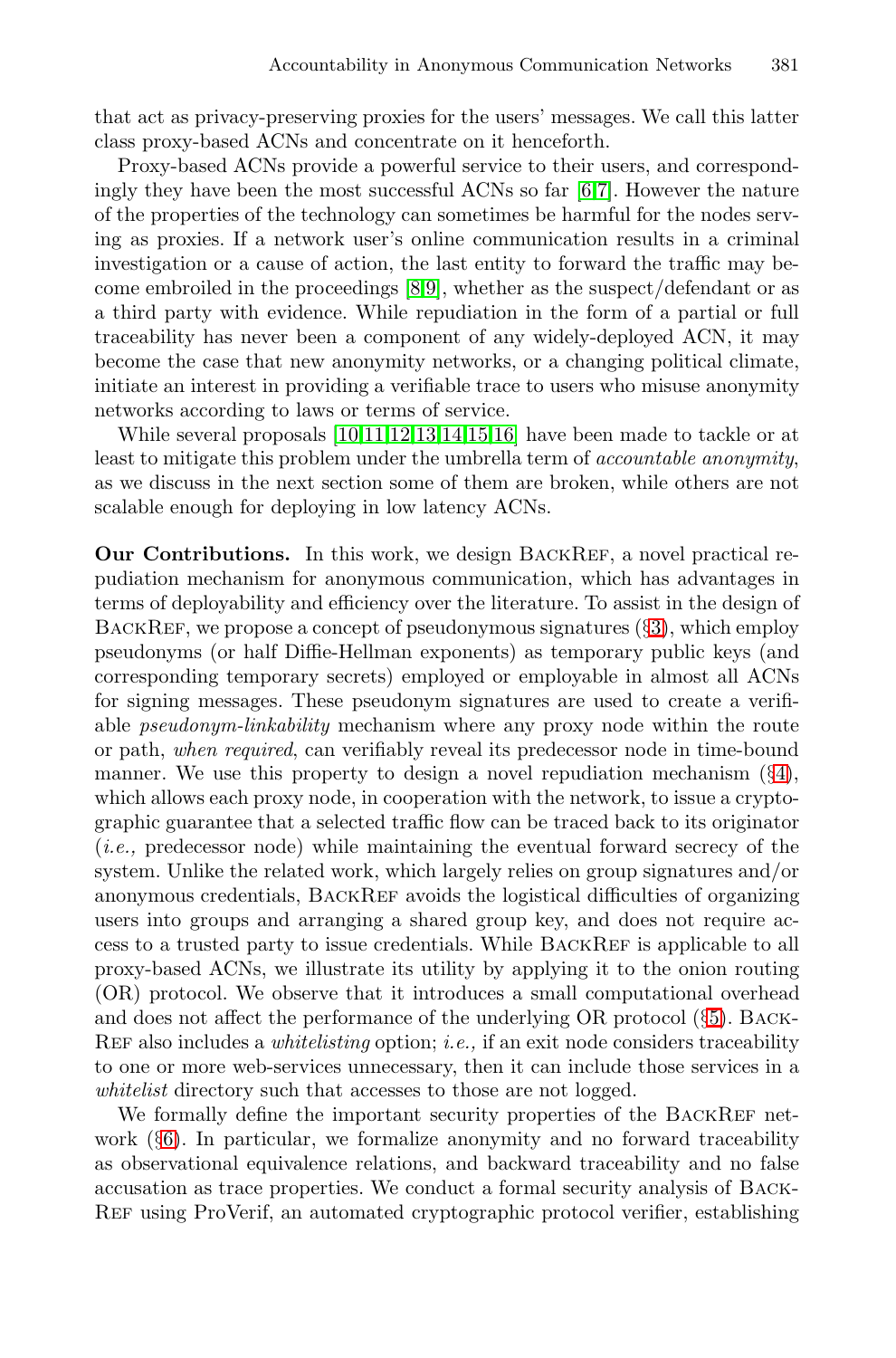that act as privacy-preserving proxies for the users' messages. We call this latter class proxy-based ACNs and concentrate on it henceforth.

Proxy-based ACNs provide a powerful service to their users, and correspondingly they have been the most successful ACNs so far [6,7]. However the nature of the properties of the technology can sometimes be harmful for the nodes serving as proxies. If a network user's online communication results in a criminal investigation or a cause of action, the last entity to forward the traffic may become embroiled in the proceedings [8,9], whether as the suspect/defendant or as a third party with evidence. While repudiation in the form of a partial or full traceability has never been a component of any widely-deployed ACN, it may become the case that new anonymity networks, or a changing political climate, initiate an interest in providing a verifiable trace to users who misuse anonymity networks according to laws or terms of service.

While several proposals [10,11,12,13,14,15,16] have been made to tackle or at least to mitigate this problem under the umbrella term of *accountable anonymity*, as we discuss in the next section some of them are broken, while others are not scalable enough for deploying in low latency ACNs.

**Our Contributions.** In this work, we design BackRef, a novel practical repudiation mechanism for anonymous communication, which has advantages in terms of deployability and efficiency over the literature. To assist in the design of BackRef, we propose a concept of pseudonymous signatures (§3), which employ pseudonyms (or half Diffie-Hellman exponents) as temporary public keys (and corresponding temporary secrets) employed or employable in almost all ACNs for signing messages. These pseudonym signatures are used to create a verifiable *pseudonym-linkability* mechanism where any proxy node within the route or path, *when required*, can verifiably reveal its predecessor node in time-bound manner. We use this property to design a novel repudiation mechanism (§4), which allows each proxy node, in cooperation with the network, to issue a cryptographic guarantee that a selected traffic flow can be traced back to its originator (*i.e.,* predecessor node) while maintaining the eventual forward secrecy of the system. Unlike the related work, which largely relies on group signatures and/or anonymous credentials, BackRef avoids the logistical difficulties of organizing users into groups and arranging a shared group key, and does not require access to a trusted party to issue credentials. While BackRef is applicable to all proxy-based ACNs, we illustrate its utility by applying it to the onion routing (OR) protocol. We observe that it introduces a small computational overhead and does not affect the performance of the underlying OR protocol (§5). BackRef also includes a *whitelisting* option; *i.e.,* if an exit node considers traceability to one or more web-services unnecessary, then it can include those services in a *whitelist* directory such that accesses to those are not logged.

We formally define the important security properties of the BackRef network (§6). In particular, we formalize anonymity and no forward traceability as observational equivalence relations, and backward traceability and no false accusation as trace properties. We conduct a formal security analysis of BackRef using ProVerif, an automated cryptographic protocol verifier, establishing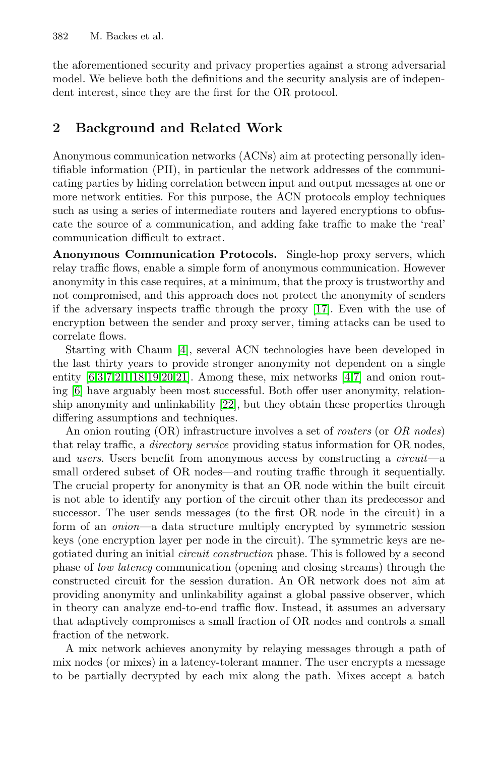the aforementioned security and privacy properties against a strong adversarial model. We believe both the definitions and the security analysis are of independent interest, since they are the first for the OR protocol.

## 2 Background and Related Work

Anonymous communication networks (ACNs) aim at protecting personally identifiable information (PII), in particular the network addresses of the communicating parties by hiding correlation between input and output messages at one or more network entities. For this purpose, the ACN protocols employ techniques such as using a series of intermediate routers and layered encryptions to obfuscate the source of a communication, and adding fake traffic to make the 'real' communication difficult to extract.

**Anonymous Communication Protocols.** Single-hop proxy servers, which relay traffic flows, enable a simple form of anonymous communication. However anonymity in this case requires, at a minimum, that the proxy is trustworthy and not compromised, and this approach does not protect the anonymity of senders if the adversary inspects traffic through the proxy [17]. Even with the use of encryption between the sender and proxy server, timing attacks can be used to correlate flows.

Starting with Chaum [4], several ACN technologies have been developed in the last thirty years to provide stronger anonymity not dependent on a single entity [6,3,7,2,1,18,19,20,21]. Among these, mix networks [4,7] and onion routing [6] have arguably been most successful. Both offer user anonymity, relationship anonymity and unlinkability [22], but they obtain these properties through differing assumptions and techniques.

An onion routing (OR) infrastructure involves a set of *routers* (or *OR nodes*) that relay traffic, a *directory service* providing status information for OR nodes, and *users*. Users benefit from anonymous access by constructing a *circuit*—a small ordered subset of OR nodes—and routing traffic through it sequentially. The crucial property for anonymity is that an OR node within the built circuit is not able to identify any portion of the circuit other than its predecessor and successor. The user sends messages (to the first OR node in the circuit) in a form of an *onion*—a data structure multiply encrypted by symmetric session keys (one encryption layer per node in the circuit). The symmetric keys are negotiated during an initial *circuit construction* phase. This is followed by a second phase of *low latency* communication (opening and closing streams) through the constructed circuit for the session duration. An OR network does not aim at providing anonymity and unlinkability against a global passive observer, which in theory can analyze end-to-end traffic flow. Instead, it assumes an adversary that adaptively compromises a small fraction of OR nodes and controls a small fraction of the network.

A mix network achieves anonymity by relaying messages through a path of mix nodes (or mixes) in a latency-tolerant manner. The user encrypts a message to be partially decrypted by each mix along the path. Mixes accept a batch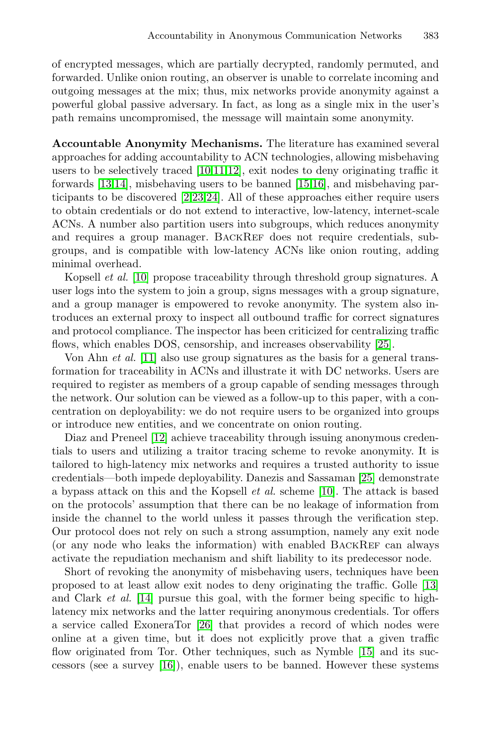of encrypted messages, which are partially decrypted, randomly permuted, and forwarded. Unlike onion routing, an observer is unable to correlate incoming and outgoing messages at the mix; thus, mix networks provide anonymity against a powerful global passive adversary. In fact, as long as a single mix in the user's path remains uncompromised, the message will maintain some anonymity.

**Accountable Anonymity Mechanisms.** The literature has examined several approaches for adding accountability to ACN technologies, allowing misbehaving users to be selectively traced [10,11,12], exit nodes to deny originating traffic it forwards [13,14], misbehaving users to be banned [15,16], and misbehaving participants to be discovered [2,23,24]. All of these approaches either require users to obtain credentials or do not extend to interactive, low-latency, internet-scale ACNs. A number also partition users into subgroups, which reduces anonymity and requires a group manager. BackRef does not require credentials, subgroups, and is compatible with low-latency ACNs like onion routing, adding minimal overhead.

Kopsell *et al.* [10] propose traceability through threshold group signatures. A user logs into the system to join a group, signs messages with a group signature, and a group manager is empowered to revoke anonymity. The system also introduces an external proxy to inspect all outbound traffic for correct signatures and protocol compliance. The inspector has been criticized for centralizing traffic flows, which enables DOS, censorship, and increases observability [25].

Von Ahn *et al.* [11] also use group signatures as the basis for a general transformation for traceability in ACNs and illustrate it with DC networks. Users are required to register as members of a group capable of sending messages through the network. Our solution can be viewed as a follow-up to this paper, with a concentration on deployability: we do not require users to be organized into groups or introduce new entities, and we concentrate on onion routing.

Diaz and Preneel [12] achieve traceability through issuing anonymous credentials to users and utilizing a traitor tracing scheme to revoke anonymity. It is tailored to high-latency mix networks and requires a trusted authority to issue credentials—both impede deployability. Danezis and Sassaman [25] demonstrate a bypass attack on this and the Kopsell *et al.* scheme [10]. The attack is based on the protocols' assumption that there can be no leakage of information from inside the channel to the world unless it passes through the verification step. Our protocol does not rely on such a strong assumption, namely any exit node (or any node who leaks the information) with enabled BackRef can always activate the repudiation mechanism and shift liability to its predecessor node.

Short of revoking the anonymity of misbehaving users, techniques have been proposed to at least allow exit nodes to deny originating the traffic. Golle [13] and Clark *et al.* [14] pursue this goal, with the former being specific to high-latency mix networks and the latter requiring anonymous credentials. Tor offers a service called ExoneraTor [26] that provides a record of which nodes were online at a given time, but it does not explicitly prove that a given traffic flow originated from Tor. Other techniques, such as Nymble [15] and its successors (see a survey [16]), enable users to be banned. However these systems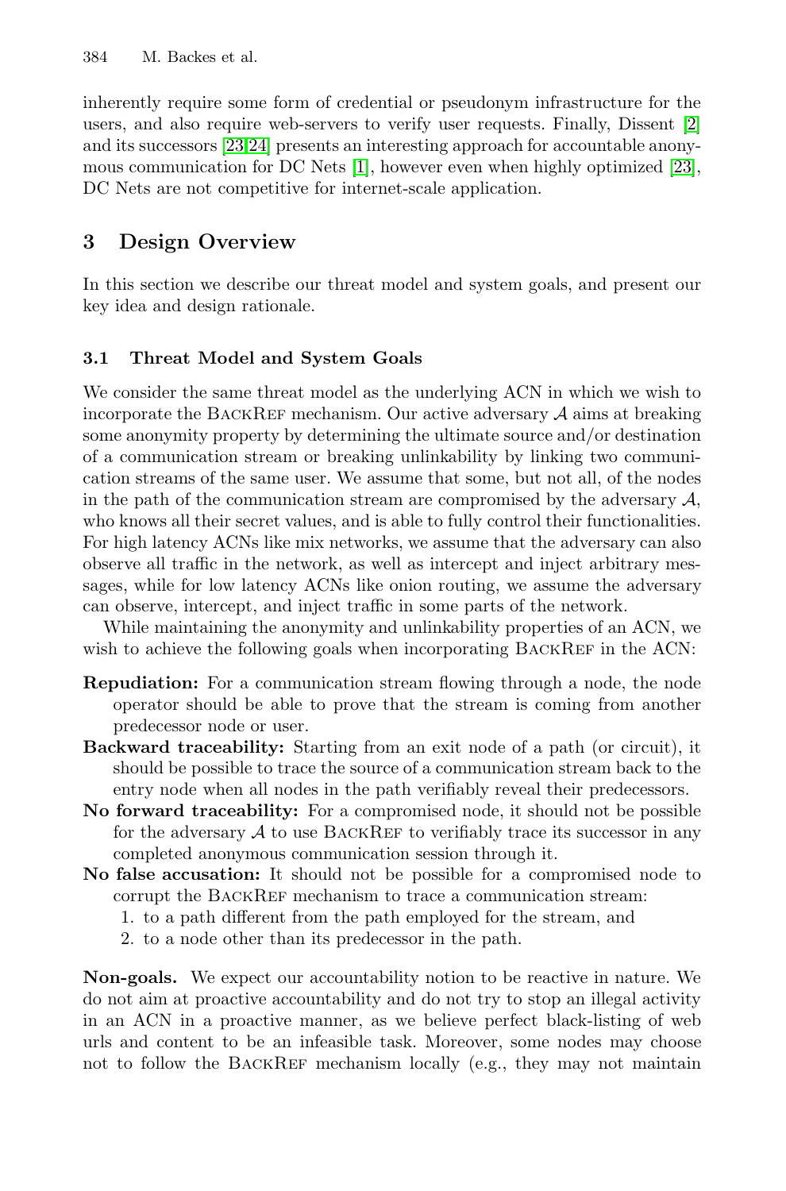inherently require some form of credential or pseudonym infrastructure for the users, and also require web-servers to verify user requests. Finally, Dissent [2] and its successors [23,24] presents an interesting approach for accountable anonymous communication for DC Nets [1], however even when highly optimized [23], DC Nets are not competitive for internet-scale application.

## 3 Design Overview

In this section we describe our threat model and system goals, and present our key idea and design rationale.

### 3.1 Threat Model and System Goals

We consider the same threat model as the underlying ACN in which we wish to incorporate the BackRef mechanism. Our active adversary $\mathcal{A}$ aims at breaking some anonymity property by determining the ultimate source and/or destination of a communication stream or breaking unlinkability by linking two communication streams of the same user. We assume that some, but not all, of the nodes in the path of the communication stream are compromised by the adversary $\mathcal{A}$, who knows all their secret values, and is able to fully control their functionalities. For high latency ACNs like mix networks, we assume that the adversary can also observe all traffic in the network, as well as intercept and inject arbitrary messages, while for low latency ACNs like onion routing, we assume the adversary can observe, intercept, and inject traffic in some parts of the network.

While maintaining the anonymity and unlinkability properties of an ACN, we wish to achieve the following goals when incorporating BackRef in the ACN:

**Repudiation:** For a communication stream flowing through a node, the node operator should be able to prove that the stream is coming from another predecessor node or user.

**Backward traceability:** Starting from an exit node of a path (or circuit), it should be possible to trace the source of a communication stream back to the entry node when all nodes in the path verifiably reveal their predecessors.

**No forward traceability:** For a compromised node, it should not be possible for the adversary $\mathcal{A}$ to use BackRef to verifiably trace its successor in any completed anonymous communication session through it.

**No false accusation:** It should not be possible for a compromised node to corrupt the BackRef mechanism to trace a communication stream:
1. to a path different from the path employed for the stream, and
2. to a node other than its predecessor in the path.

**Non-goals.** We expect our accountability notion to be reactive in nature. We do not aim at proactive accountability and do not try to stop an illegal activity in an ACN in a proactive manner, as we believe perfect black-listing of web urls and content to be an infeasible task. Moreover, some nodes may choose not to follow the BackRef mechanism locally (e.g., they may not maintain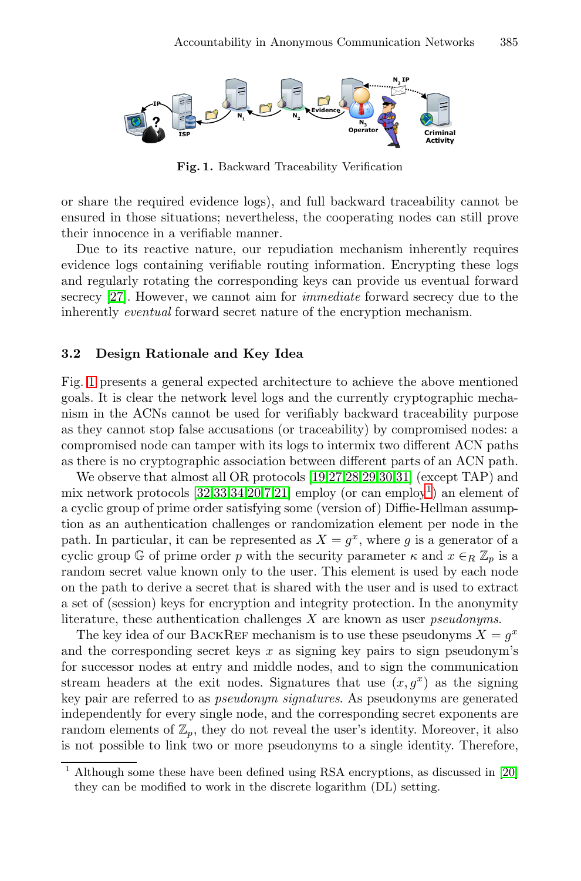Fig. 1. Backward Traceability Verification

or share the required evidence logs), and full backward traceability cannot be ensured in those situations; nevertheless, the cooperating nodes can still prove their innocence in a verifiable manner.

Due to its reactive nature, our repudiation mechanism inherently requires evidence logs containing verifiable routing information. Encrypting these logs and regularly rotating the corresponding keys can provide us eventual forward secrecy [27]. However, we cannot aim for *immediate* forward secrecy due to the inherently *eventual* forward secret nature of the encryption mechanism.

### 3.2 Design Rationale and Key Idea

Fig. 1 presents a general expected architecture to achieve the above mentioned goals. It is clear the network level logs and the currently cryptographic mechanism in the ACNs cannot be used for verifiably backward traceability purpose as they cannot stop false accusations (or traceability) by compromised nodes: a compromised node can tamper with its logs to intermix two different ACN paths as there is no cryptographic association between different parts of an ACN path.

We observe that almost all OR protocols [19,27,28,29,30,31] (except TAP) and mix network protocols [32,33,34,20,7,21] employ (or can employ[1]) an element of a cyclic group of prime order satisfying some (version of) Diffie-Hellman assumption as an authentication challenges or randomization element per node in the path. In particular, it can be represented as $X = g^x$, where $g$ is a generator of a cyclic group $\mathbb{G}$ of prime order $p$ with the security parameter $\kappa$ and $x \in_R \mathbb{Z}_p$ is a random secret value known only to the user. This element is used by each node on the path to derive a secret that is shared with the user and is used to extract a set of (session) keys for encryption and integrity protection. In the anonymity literature, these authentication challenges $X$ are known as user *pseudonyms*.

The key idea of our BackRef mechanism is to use these pseudonyms $X = g^x$ and the corresponding secret keys $x$ as signing key pairs to sign pseudonym's for successor nodes at entry and middle nodes, and to sign the communication stream headers at the exit nodes. Signatures that use $(x, g^x)$ as the signing key pair are referred to as *pseudonym signatures*. As pseudonyms are generated independently for every single node, and the corresponding secret exponents are random elements of $\mathbb{Z}_p$, they do not reveal the user's identity. Moreover, it also is not possible to link two or more pseudonyms to a single identity. Therefore,

[1] Although some these have been defined using RSA encryptions, as discussed in [20] they can be modified to work in the discrete logarithm (DL) setting.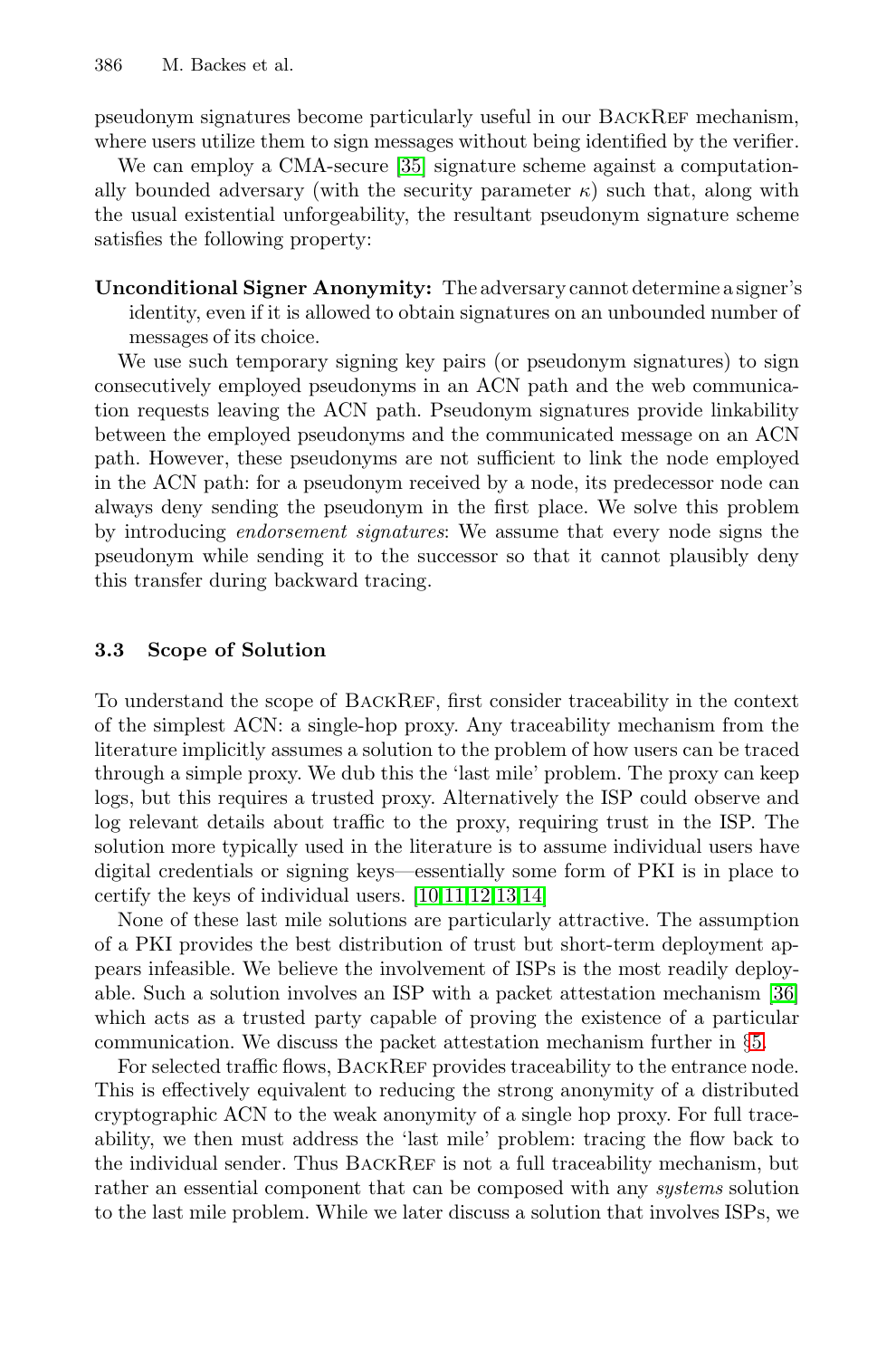pseudonym signatures become particularly useful in our BackRef mechanism, where users utilize them to sign messages without being identified by the verifier.

We can employ a CMA-secure [35] signature scheme against a computationally bounded adversary (with the security parameter $\kappa$) such that, along with the usual existential unforgeability, the resultant pseudonym signature scheme satisfies the following property:

**Unconditional Signer Anonymity:** The adversary cannot determine a signer's identity, even if it is allowed to obtain signatures on an unbounded number of messages of its choice.

We use such temporary signing key pairs (or pseudonym signatures) to sign consecutively employed pseudonyms in an ACN path and the web communication requests leaving the ACN path. Pseudonym signatures provide linkability between the employed pseudonyms and the communicated message on an ACN path. However, these pseudonyms are not sufficient to link the node employed in the ACN path: for a pseudonym received by a node, its predecessor node can always deny sending the pseudonym in the first place. We solve this problem by introducing *endorsement signatures*: We assume that every node signs the pseudonym while sending it to the successor so that it cannot plausibly deny this transfer during backward tracing.

### 3.3 Scope of Solution

To understand the scope of BackRef, first consider traceability in the context of the simplest ACN: a single-hop proxy. Any traceability mechanism from the literature implicitly assumes a solution to the problem of how users can be traced through a simple proxy. We dub this the 'last mile' problem. The proxy can keep logs, but this requires a trusted proxy. Alternatively the ISP could observe and log relevant details about traffic to the proxy, requiring trust in the ISP. The solution more typically used in the literature is to assume individual users have digital credentials or signing keys—essentially some form of PKI is in place to certify the keys of individual users. [10,11,12,13,14]

None of these last mile solutions are particularly attractive. The assumption of a PKI provides the best distribution of trust but short-term deployment appears infeasible. We believe the involvement of ISPs is the most readily deployable. Such a solution involves an ISP with a packet attestation mechanism [36] which acts as a trusted party capable of proving the existence of a particular communication. We discuss the packet attestation mechanism further in §5.

For selected traffic flows, BackRef provides traceability to the entrance node. This is effectively equivalent to reducing the strong anonymity of a distributed cryptographic ACN to the weak anonymity of a single hop proxy. For full traceability, we then must address the 'last mile' problem: tracing the flow back to the individual sender. Thus BackRef is not a full traceability mechanism, but rather an essential component that can be composed with any *systems* solution to the last mile problem. While we later discuss a solution that involves ISPs, we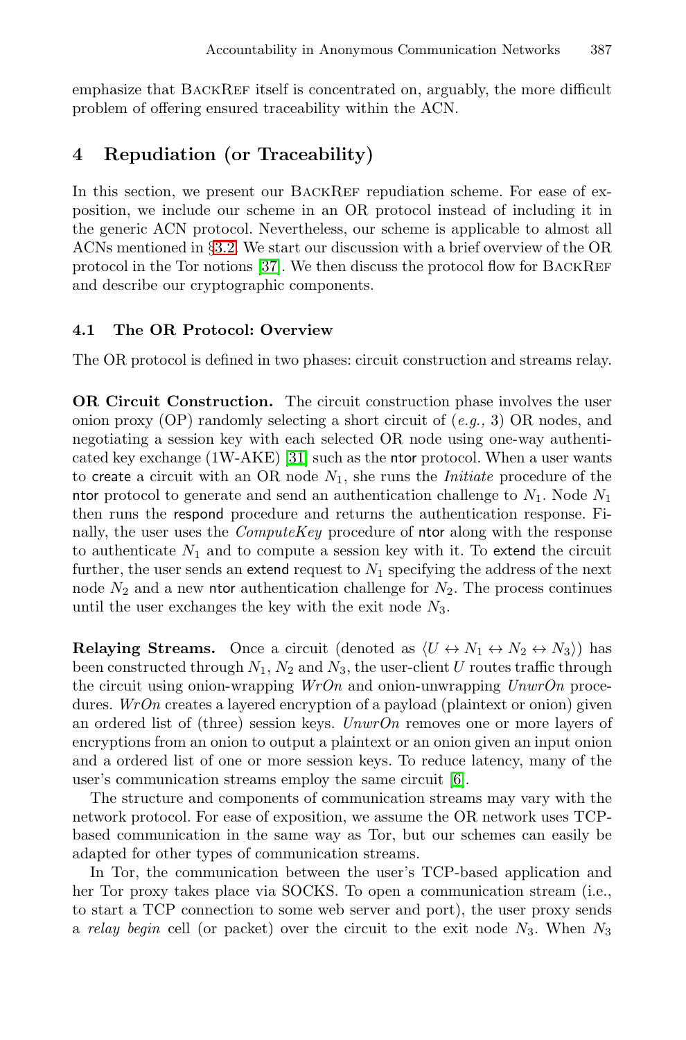emphasize that BackRef itself is concentrated on, arguably, the more difficult problem of offering ensured traceability within the ACN.

## 4 Repudiation (or Traceability)

In this section, we present our BackRef repudiation scheme. For ease of exposition, we include our scheme in an OR protocol instead of including it in the generic ACN protocol. Nevertheless, our scheme is applicable to almost all ACNs mentioned in §3.2. We start our discussion with a brief overview of the OR protocol in the Tor notions [37]. We then discuss the protocol flow for BackRef and describe our cryptographic components.

### 4.1 The OR Protocol: Overview

The OR protocol is defined in two phases: circuit construction and streams relay.

**OR Circuit Construction.** The circuit construction phase involves the user onion proxy (OP) randomly selecting a short circuit of (*e.g.,* 3) OR nodes, and negotiating a session key with each selected OR node using one-way authenticated key exchange (1W-AKE) [31] such as the ntor protocol. When a user wants to create a circuit with an OR node $N_1$, she runs the *Initiate* procedure of the ntor protocol to generate and send an authentication challenge to $N_1$. Node $N_1$ then runs the respond procedure and returns the authentication response. Finally, the user uses the *ComputeKey* procedure of ntor along with the response to authenticate $N_1$ and to compute a session key with it. To extend the circuit further, the user sends an extend request to $N_1$ specifying the address of the next node $N_2$ and a new ntor authentication challenge for $N_2$. The process continues until the user exchanges the key with the exit node $N_3$.

**Relaying Streams.** Once a circuit (denoted as $\langle U \leftrightarrow N_1 \leftrightarrow N_2 \leftrightarrow N_3 \rangle$) has been constructed through $N_1$, $N_2$ and $N_3$, the user-client $U$ routes traffic through the circuit using onion-wrapping *WrOn* and onion-unwrapping *UnwrOn* procedures. *WrOn* creates a layered encryption of a payload (plaintext or onion) given an ordered list of (three) session keys. *UnwrOn* removes one or more layers of encryptions from an onion to output a plaintext or an onion given an input onion and a ordered list of one or more session keys. To reduce latency, many of the user's communication streams employ the same circuit [6].

The structure and components of communication streams may vary with the network protocol. For ease of exposition, we assume the OR network uses TCP-based communication in the same way as Tor, but our schemes can easily be adapted for other types of communication streams.

In Tor, the communication between the user's TCP-based application and her Tor proxy takes place via SOCKS. To open a communication stream (i.e., to start a TCP connection to some web server and port), the user proxy sends a *relay begin* cell (or packet) over the circuit to the exit node $N_3$. When $N_3$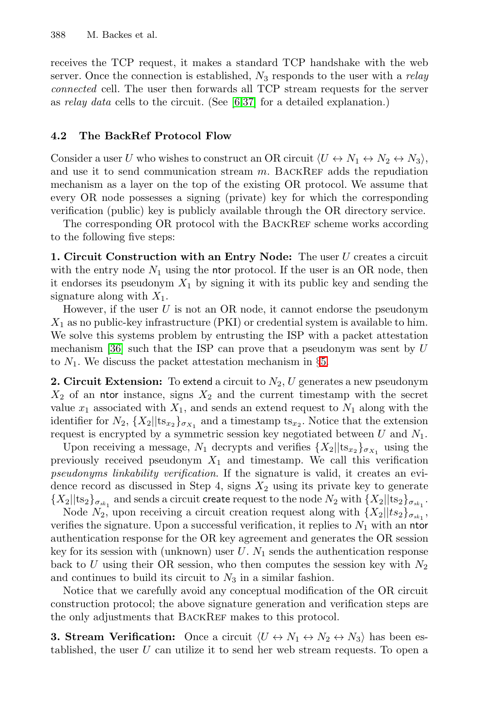receives the TCP request, it makes a standard TCP handshake with the web server. Once the connection is established, $N_3$ responds to the user with a *relay connected* cell. The user then forwards all TCP stream requests for the server as *relay data* cells to the circuit. (See [6,37] for a detailed explanation.)

### 4.2 The BackRef Protocol Flow

Consider a user $U$ who wishes to construct an OR circuit $\langle U \leftrightarrow N_1 \leftrightarrow N_2 \leftrightarrow N_3 \rangle$, and use it to send communication stream $m$. BackRef adds the repudiation mechanism as a layer on the top of the existing OR protocol. We assume that every OR node possesses a signing (private) key for which the corresponding verification (public) key is publicly available through the OR directory service.

The corresponding OR protocol with the BackRef scheme works according to the following five steps:

**1. Circuit Construction with an Entry Node:** The user $U$ creates a circuit with the entry node $N_1$ using the ntor protocol. If the user is an OR node, then it endorses its pseudonym $X_1$ by signing it with its public key and sending the signature along with $X_1$.

However, if the user $U$ is not an OR node, it cannot endorse the pseudonym $X_1$ as no public-key infrastructure (PKI) or credential system is available to him. We solve this systems problem by entrusting the ISP with a packet attestation mechanism [36] such that the ISP can prove that a pseudonym was sent by $U$ to $N_1$. We discuss the packet attestation mechanism in §5.

**2. Circuit Extension:** To extend a circuit to $N_2$, $U$ generates a new pseudonym $X_2$ of an ntor instance, signs $X_2$ and the current timestamp with the secret value $x_1$ associated with $X_1$, and sends an extend request to $N_1$ along with the identifier for $N_2$, $\{X_2 || \mathrm{ts}_{x_2}\}_{\sigma_{X_1}}$ and a timestamp $\mathrm{ts}_{x_2}$. Notice that the extension request is encrypted by a symmetric session key negotiated between $U$ and $N_1$.

Upon receiving a message, $N_1$ decrypts and verifies $\{X_2 || \mathrm{ts}_{x_2}\}_{\sigma_{X_1}}$ using the previously received pseudonym $X_1$ and timestamp. We call this verification *pseudonyms linkability verification*. If the signature is valid, it creates an evidence record as discussed in Step 4, signs $X_2$ using its private key to generate $\{X_2 || \mathrm{ts}_2\}_{\sigma_{sk_1}}$ and sends a circuit create request to the node $N_2$ with $\{X_2 || \mathrm{ts}_2\}_{\sigma_{sk_1}}$.

Node $N_2$, upon receiving a circuit creation request along with $\{X_2 || ts_2\}_{\sigma_{sk_1}}$, verifies the signature. Upon a successful verification, it replies to $N_1$ with an ntor authentication response for the OR key agreement and generates the OR session key for its session with (unknown) user $U$. $N_1$ sends the authentication response back to $U$ using their OR session, who then computes the session key with $N_2$ and continues to build its circuit to $N_3$ in a similar fashion.

Notice that we carefully avoid any conceptual modification of the OR circuit construction protocol; the above signature generation and verification steps are the only adjustments that BackRef makes to this protocol.

**3. Stream Verification:** Once a circuit $\langle U \leftrightarrow N_1 \leftrightarrow N_2 \leftrightarrow N_3 \rangle$ has been established, the user $U$ can utilize it to send her web stream requests. To open a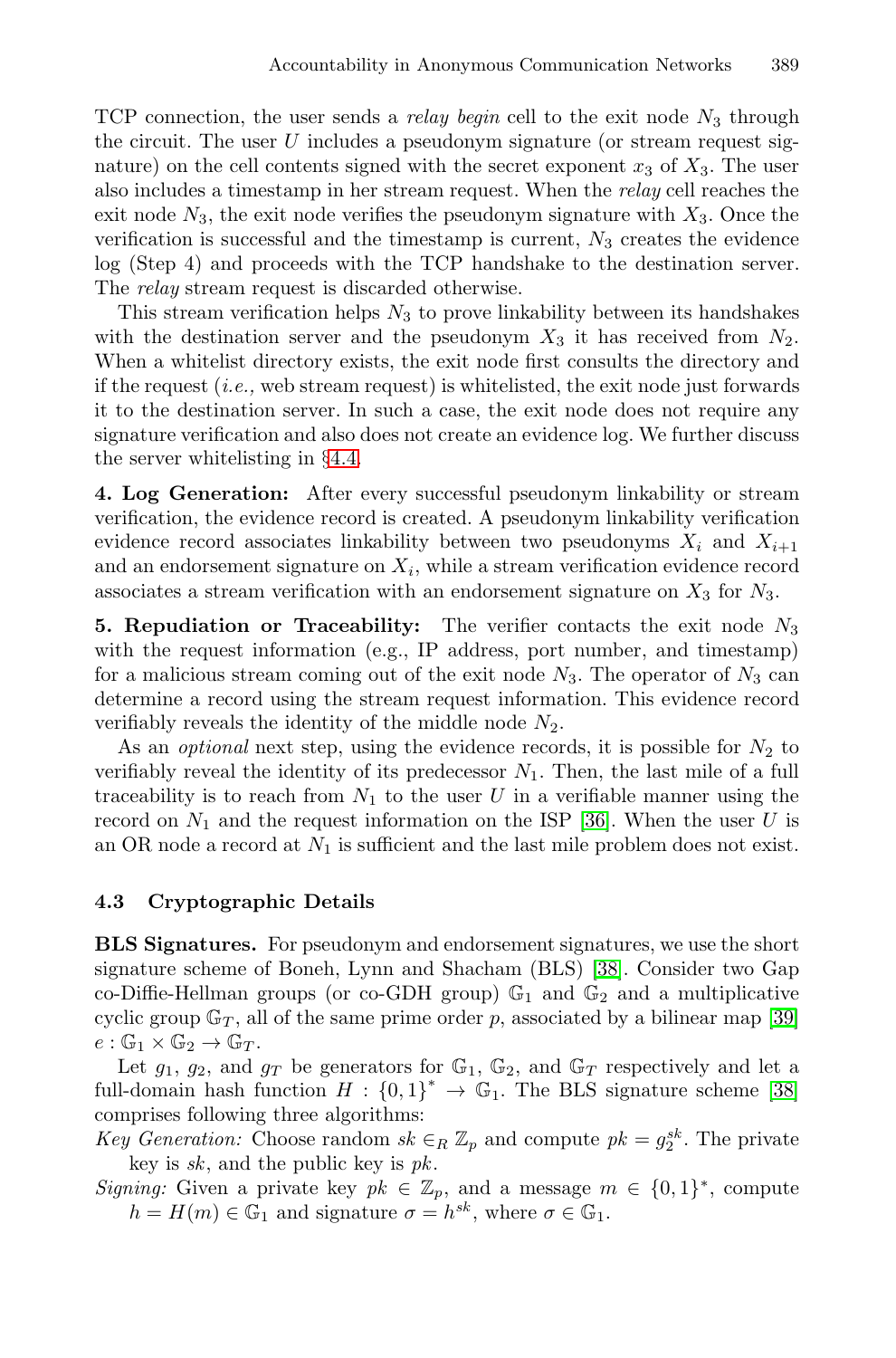TCP connection, the user sends a *relay begin* cell to the exit node $N_3$ through the circuit. The user $U$ includes a pseudonym signature (or stream request signature) on the cell contents signed with the secret exponent $x_3$ of $X_3$. The user also includes a timestamp in her stream request. When the *relay* cell reaches the exit node $N_3$, the exit node verifies the pseudonym signature with $X_3$. Once the verification is successful and the timestamp is current, $N_3$ creates the evidence log (Step 4) and proceeds with the TCP handshake to the destination server. The *relay* stream request is discarded otherwise.

This stream verification helps $N_3$ to prove linkability between its handshakes with the destination server and the pseudonym $X_3$ it has received from $N_2$. When a whitelist directory exists, the exit node first consults the directory and if the request (*i.e.,* web stream request) is whitelisted, the exit node just forwards it to the destination server. In such a case, the exit node does not require any signature verification and also does not create an evidence log. We further discuss the server whitelisting in §4.4.

**4. Log Generation:** After every successful pseudonym linkability or stream verification, the evidence record is created. A pseudonym linkability verification evidence record associates linkability between two pseudonyms $X_i$ and $X_{i+1}$ and an endorsement signature on $X_i$, while a stream verification evidence record associates a stream verification with an endorsement signature on $X_3$ for $N_3$.

**5. Repudiation or Traceability:** The verifier contacts the exit node $N_3$ with the request information (e.g., IP address, port number, and timestamp) for a malicious stream coming out of the exit node $N_3$. The operator of $N_3$ can determine a record using the stream request information. This evidence record verifiably reveals the identity of the middle node $N_2$.

As an *optional* next step, using the evidence records, it is possible for $N_2$ to verifiably reveal the identity of its predecessor $N_1$. Then, the last mile of a full traceability is to reach from $N_1$ to the user $U$ in a verifiable manner using the record on $N_1$ and the request information on the ISP [36]. When the user $U$ is an OR node a record at $N_1$ is sufficient and the last mile problem does not exist.

### 4.3 Cryptographic Details

**BLS Signatures.** For pseudonym and endorsement signatures, we use the short signature scheme of Boneh, Lynn and Shacham (BLS) [38]. Consider two Gap co-Diffie-Hellman groups (or co-GDH group) $\mathbb{G}_1$ and $\mathbb{G}_2$ and a multiplicative cyclic group $\mathbb{G}_T$, all of the same prime order $p$, associated by a bilinear map [39] $e : \mathbb{G}_1 \times \mathbb{G}_2 \rightarrow \mathbb{G}_T$.

Let $g_1$, $g_2$, and $g_T$ be generators for $\mathbb{G}_1$, $\mathbb{G}_2$, and $\mathbb{G}_T$ respectively and let a full-domain hash function $H : \{0,1\}^* \rightarrow \mathbb{G}_1$. The BLS signature scheme [38] comprises following three algorithms:

*Key Generation:* Choose random $sk \in_R \mathbb{Z}_p$ and compute $pk = g_2^{sk}$. The private key is $sk$, and the public key is $pk$.

*Signing:* Given a private key $pk \in \mathbb{Z}_p$, and a message $m \in \{0,1\}^*$, compute $h = H(m) \in \mathbb{G}_1$ and signature $\sigma = h^{sk}$, where $\sigma \in \mathbb{G}_1$.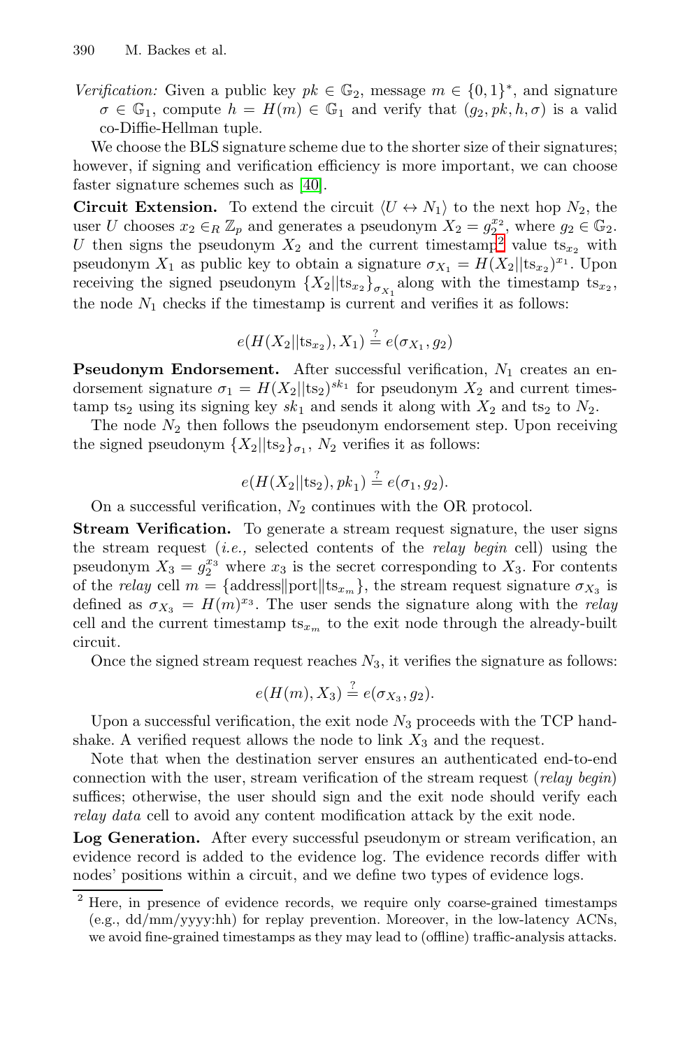*Verification:* Given a public key $pk \in \mathbb{G}_2$, message $m \in \{0,1\}^*$, and signature $\sigma \in \mathbb{G}_1$, compute $h = H(m) \in \mathbb{G}_1$ and verify that $(g_2, pk, h, \sigma)$ is a valid co-Diffie-Hellman tuple.

We choose the BLS signature scheme due to the shorter size of their signatures; however, if signing and verification efficiency is more important, we can choose faster signature schemes such as [40].

**Circuit Extension.** To extend the circuit $\langle U \leftrightarrow N_1 \rangle$ to the next hop $N_2$, the user $U$ chooses $x_2 \in_R \mathbb{Z}_p$ and generates a pseudonym $X_2 = g_2^{x_2}$, where $g_2 \in \mathbb{G}_2$. $U$ then signs the pseudonym $X_2$ and the current timestamp[2] value $\text{ts}_{x_2}$ with pseudonym $X_1$ as public key to obtain a signature $\sigma_{X_1} = H(X_2 || \text{ts}_{x_2})^{x_1}$. Upon receiving the signed pseudonym $\{X_2 || \text{ts}_{x_2}\}_{\sigma_{X_1}}$ along with the timestamp $\text{ts}_{x_2}$, the node $N_1$ checks if the timestamp is current and verifies it as follows:

$$e(H(X_2 || \text{ts}_{x_2}), X_1) \stackrel{?}{=} e(\sigma_{X_1}, g_2)$$

**Pseudonym Endorsement.** After successful verification, $N_1$ creates an endorsement signature $\sigma_1 = H(X_2 || \text{ts}_2)^{sk_1}$ for pseudonym $X_2$ and current timestamp $\text{ts}_2$ using its signing key $sk_1$ and sends it along with $X_2$ and $\text{ts}_2$ to $N_2$.

The node $N_2$ then follows the pseudonym endorsement step. Upon receiving the signed pseudonym $\{X_2 || \text{ts}_2\}_{\sigma_1}$, $N_2$ verifies it as follows:

$$e(H(X_2 || \text{ts}_2), pk_1) \stackrel{?}{=} e(\sigma_1, g_2).$$

On a successful verification, $N_2$ continues with the OR protocol.

**Stream Verification.** To generate a stream request signature, the user signs the stream request (*i.e.,* selected contents of the *relay begin* cell) using the pseudonym $X_3 = g_2^{x_3}$ where $x_3$ is the secret corresponding to $X_3$. For contents of the *relay* cell $m = \{\text{address}\|\text{port}\|\text{ts}_{x_m}\}$, the stream request signature $\sigma_{X_3}$ is defined as $\sigma_{X_3} = H(m)^{x_3}$. The user sends the signature along with the *relay* cell and the current timestamp $\text{ts}_{x_m}$ to the exit node through the already-built circuit.

Once the signed stream request reaches $N_3$, it verifies the signature as follows:

$$e(H(m), X_3) \stackrel{?}{=} e(\sigma_{X_3}, g_2).$$

Upon a successful verification, the exit node $N_3$ proceeds with the TCP handshake. A verified request allows the node to link $X_3$ and the request.

Note that when the destination server ensures an authenticated end-to-end connection with the user, stream verification of the stream request (*relay begin*) suffices; otherwise, the user should sign and the exit node should verify each *relay data* cell to avoid any content modification attack by the exit node.

**Log Generation.** After every successful pseudonym or stream verification, an evidence record is added to the evidence log. The evidence records differ with nodes' positions within a circuit, and we define two types of evidence logs.

[2] Here, in presence of evidence records, we require only coarse-grained timestamps (e.g., dd/mm/yyyy:hh) for replay prevention. Moreover, in the low-latency ACNs, we avoid fine-grained timestamps as they may lead to (offline) traffic-analysis attacks.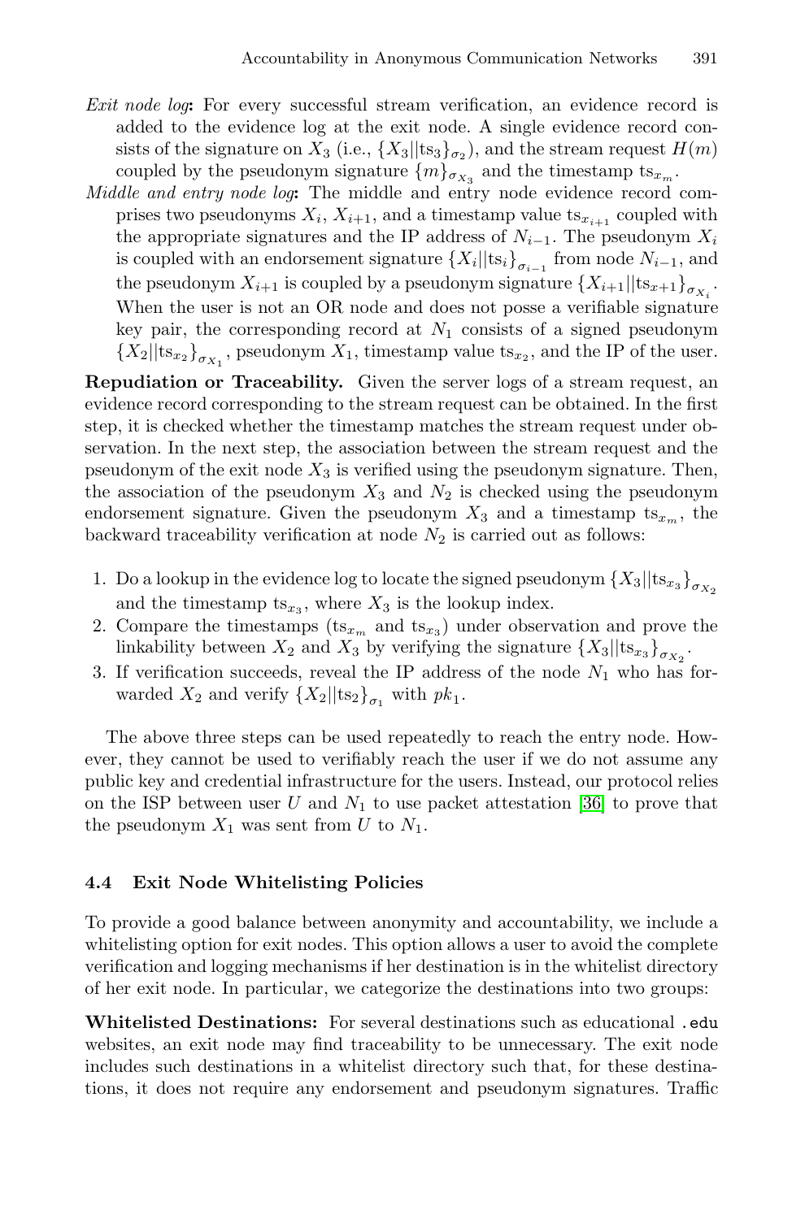*Exit node log***:** For every successful stream verification, an evidence record is added to the evidence log at the exit node. A single evidence record consists of the signature on $X_3$ (i.e., $\{X_3||\mathrm{ts}_3\}_{\sigma_2}$), and the stream request $H(m)$ coupled by the pseudonym signature $\{m\}_{\sigma_{X_3}}$ and the timestamp $\mathrm{ts}_{x_m}$.

*Middle and entry node log***:** The middle and entry node evidence record comprises two pseudonyms $X_i$, $X_{i+1}$, and a timestamp value $\mathrm{ts}_{x_{i+1}}$ coupled with the appropriate signatures and the IP address of $N_{i-1}$. The pseudonym $X_i$ is coupled with an endorsement signature $\{X_i||\mathrm{ts}_i\}_{\sigma_{i-1}}$ from node $N_{i-1}$, and the pseudonym $X_{i+1}$ is coupled by a pseudonym signature $\{X_{i+1}||\mathrm{ts}_{x+1}\}_{\sigma_{X_i}}$. When the user is not an OR node and does not posse a verifiable signature key pair, the corresponding record at $N_1$ consists of a signed pseudonym $\{X_2||\mathrm{ts}_{x_2}\}_{\sigma_{X_1}}$, pseudonym $X_1$, timestamp value $\mathrm{ts}_{x_2}$, and the IP of the user.

**Repudiation or Traceability.** Given the server logs of a stream request, an evidence record corresponding to the stream request can be obtained. In the first step, it is checked whether the timestamp matches the stream request under observation. In the next step, the association between the stream request and the pseudonym of the exit node $X_3$ is verified using the pseudonym signature. Then, the association of the pseudonym $X_3$ and $N_2$ is checked using the pseudonym endorsement signature. Given the pseudonym $X_3$ and a timestamp $\mathrm{ts}_{x_m}$, the backward traceability verification at node $N_2$ is carried out as follows:

1. Do a lookup in the evidence log to locate the signed pseudonym $\{X_3||\mathrm{ts}_{x_3}\}_{\sigma_{X_2}}$ and the timestamp $\mathrm{ts}_{x_3}$, where $X_3$ is the lookup index.
2. Compare the timestamps ($\mathrm{ts}_{x_m}$ and $\mathrm{ts}_{x_3}$) under observation and prove the linkability between $X_2$ and $X_3$ by verifying the signature $\{X_3||\mathrm{ts}_{x_3}\}_{\sigma_{X_2}}$.
3. If verification succeeds, reveal the IP address of the node $N_1$ who has forwarded $X_2$ and verify $\{X_2||\mathrm{ts}_2\}_{\sigma_1}$ with $pk_1$.

The above three steps can be used repeatedly to reach the entry node. However, they cannot be used to verifiably reach the user if we do not assume any public key and credential infrastructure for the users. Instead, our protocol relies on the ISP between user $U$ and $N_1$ to use packet attestation [36] to prove that the pseudonym $X_1$ was sent from $U$ to $N_1$.

### 4.4 Exit Node Whitelisting Policies

To provide a good balance between anonymity and accountability, we include a whitelisting option for exit nodes. This option allows a user to avoid the complete verification and logging mechanisms if her destination is in the whitelist directory of her exit node. In particular, we categorize the destinations into two groups:

**Whitelisted Destinations:** For several destinations such as educational `.edu` websites, an exit node may find traceability to be unnecessary. The exit node includes such destinations in a whitelist directory such that, for these destinations, it does not require any endorsement and pseudonym signatures. Traffic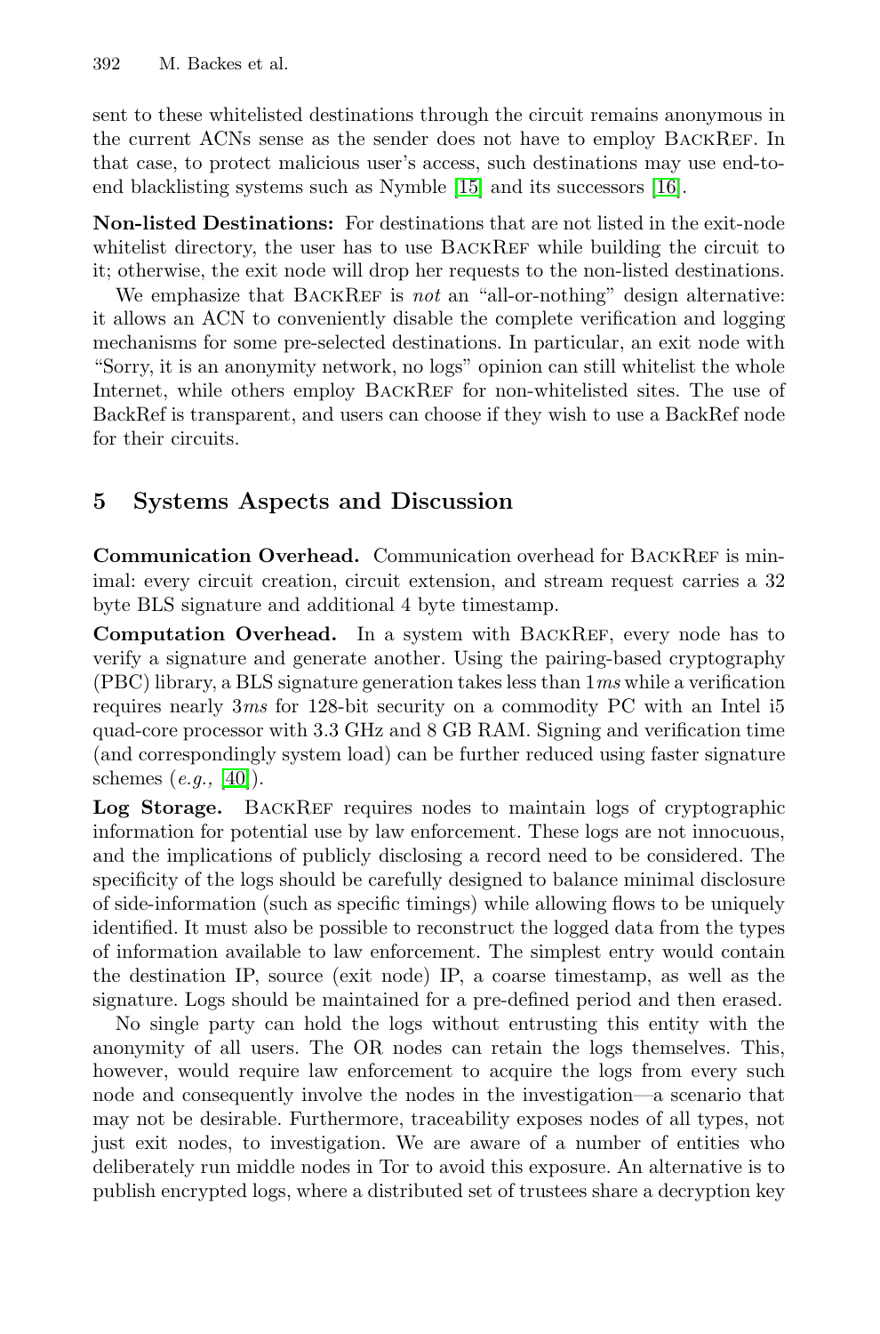sent to these whitelisted destinations through the circuit remains anonymous in the current ACNs sense as the sender does not have to employ BackRef. In that case, to protect malicious user's access, such destinations may use end-to-end blacklisting systems such as Nymble [15] and its successors [16].

**Non-listed Destinations:** For destinations that are not listed in the exit-node whitelist directory, the user has to use BackRef while building the circuit to it; otherwise, the exit node will drop her requests to the non-listed destinations.

We emphasize that BackRef is *not* an "all-or-nothing" design alternative: it allows an ACN to conveniently disable the complete verification and logging mechanisms for some pre-selected destinations. In particular, an exit node with "Sorry, it is an anonymity network, no logs" opinion can still whitelist the whole Internet, while others employ BackRef for non-whitelisted sites. The use of BackRef is transparent, and users can choose if they wish to use a BackRef node for their circuits.

## 5 Systems Aspects and Discussion

**Communication Overhead.** Communication overhead for BackRef is minimal: every circuit creation, circuit extension, and stream request carries a 32 byte BLS signature and additional 4 byte timestamp.

**Computation Overhead.** In a system with BackRef, every node has to verify a signature and generate another. Using the pairing-based cryptography (PBC) library, a BLS signature generation takes less than $1ms$ while a verification requires nearly $3ms$ for 128-bit security on a commodity PC with an Intel i5 quad-core processor with 3.3 GHz and 8 GB RAM. Signing and verification time (and correspondingly system load) can be further reduced using faster signature schemes (*e.g.,* [40]).

**Log Storage.** BackRef requires nodes to maintain logs of cryptographic information for potential use by law enforcement. These logs are not innocuous, and the implications of publicly disclosing a record need to be considered. The specificity of the logs should be carefully designed to balance minimal disclosure of side-information (such as specific timings) while allowing flows to be uniquely identified. It must also be possible to reconstruct the logged data from the types of information available to law enforcement. The simplest entry would contain the destination IP, source (exit node) IP, a coarse timestamp, as well as the signature. Logs should be maintained for a pre-defined period and then erased.

No single party can hold the logs without entrusting this entity with the anonymity of all users. The OR nodes can retain the logs themselves. This, however, would require law enforcement to acquire the logs from every such node and consequently involve the nodes in the investigation—a scenario that may not be desirable. Furthermore, traceability exposes nodes of all types, not just exit nodes, to investigation. We are aware of a number of entities who deliberately run middle nodes in Tor to avoid this exposure. An alternative is to publish encrypted logs, where a distributed set of trustees share a decryption key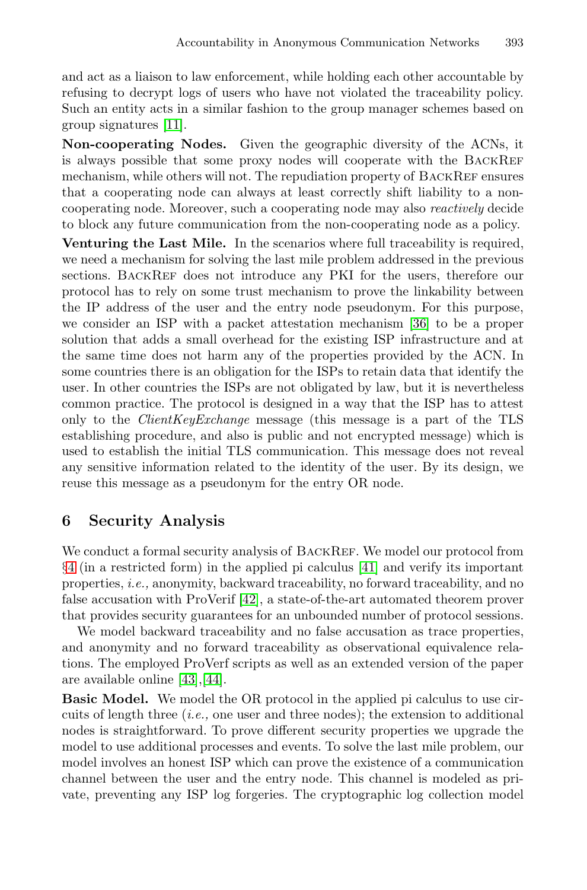and act as a liaison to law enforcement, while holding each other accountable by refusing to decrypt logs of users who have not violated the traceability policy. Such an entity acts in a similar fashion to the group manager schemes based on group signatures [11].

**Non-cooperating Nodes.** Given the geographic diversity of the ACNs, it is always possible that some proxy nodes will cooperate with the BackRef mechanism, while others will not. The repudiation property of BackRef ensures that a cooperating node can always at least correctly shift liability to a non-cooperating node. Moreover, such a cooperating node may also *reactively* decide to block any future communication from the non-cooperating node as a policy.

**Venturing the Last Mile.** In the scenarios where full traceability is required, we need a mechanism for solving the last mile problem addressed in the previous sections. BackRef does not introduce any PKI for the users, therefore our protocol has to rely on some trust mechanism to prove the linkability between the IP address of the user and the entry node pseudonym. For this purpose, we consider an ISP with a packet attestation mechanism [36] to be a proper solution that adds a small overhead for the existing ISP infrastructure and at the same time does not harm any of the properties provided by the ACN. In some countries there is an obligation for the ISPs to retain data that identify the user. In other countries the ISPs are not obligated by law, but it is nevertheless common practice. The protocol is designed in a way that the ISP has to attest only to the *ClientKeyExchange* message (this message is a part of the TLS establishing procedure, and also is public and not encrypted message) which is used to establish the initial TLS communication. This message does not reveal any sensitive information related to the identity of the user. By its design, we reuse this message as a pseudonym for the entry OR node.

## 6 Security Analysis

We conduct a formal security analysis of BackRef. We model our protocol from §4 (in a restricted form) in the applied pi calculus [41] and verify its important properties, *i.e.,* anonymity, backward traceability, no forward traceability, and no false accusation with ProVerif [42], a state-of-the-art automated theorem prover that provides security guarantees for an unbounded number of protocol sessions.

We model backward traceability and no false accusation as trace properties, and anonymity and no forward traceability as observational equivalence relations. The employed ProVerf scripts as well as an extended version of the paper are available online [43],[44].

**Basic Model.** We model the OR protocol in the applied pi calculus to use circuits of length three (*i.e.,* one user and three nodes); the extension to additional nodes is straightforward. To prove different security properties we upgrade the model to use additional processes and events. To solve the last mile problem, our model involves an honest ISP which can prove the existence of a communication channel between the user and the entry node. This channel is modeled as private, preventing any ISP log forgeries. The cryptographic log collection model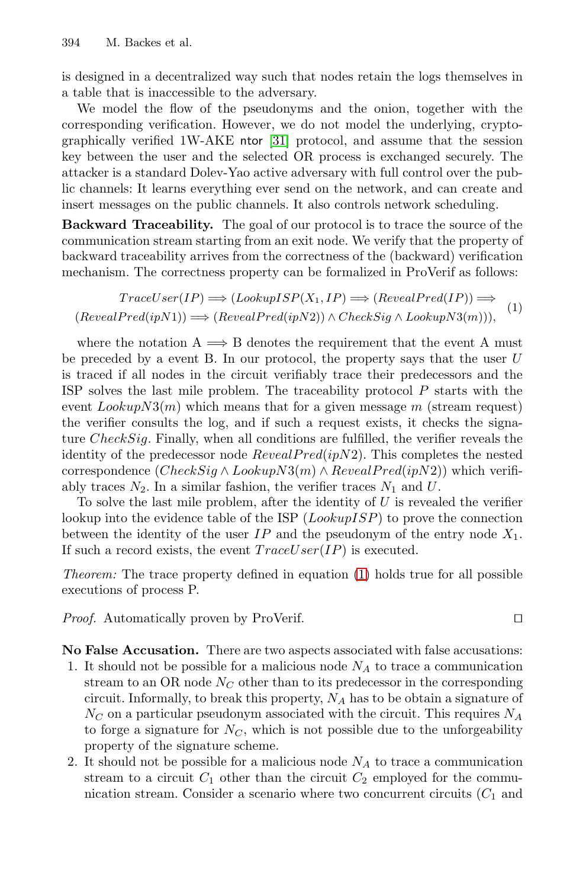is designed in a decentralized way such that nodes retain the logs themselves in a table that is inaccessible to the adversary.

We model the flow of the pseudonyms and the onion, together with the corresponding verification. However, we do not model the underlying, cryptographically verified 1W-AKE ntor [31] protocol, and assume that the session key between the user and the selected OR process is exchanged securely. The attacker is a standard Dolev-Yao active adversary with full control over the public channels: It learns everything ever send on the network, and can create and insert messages on the public channels. It also controls network scheduling.

**Backward Traceability.** The goal of our protocol is to trace the source of the communication stream starting from an exit node. We verify that the property of backward traceability arrives from the correctness of the (backward) verification mechanism. The correctness property can be formalized in ProVerif as follows:

$$TraceUser(IP) \Longrightarrow (LookupISP(X_1, IP) \Longrightarrow (RevealPred(IP)) \Longrightarrow (RevealPred(ipN1)) \Longrightarrow (RevealPred(ipN2)) \wedge CheckSig \wedge LookupN3(m))), \quad (1)$$

where the notation A $\Longrightarrow$ B denotes the requirement that the event A must be preceded by a event B. In our protocol, the property says that the user $U$ is traced if all nodes in the circuit verifiably trace their predecessors and the ISP solves the last mile problem. The traceability protocol $P$ starts with the event $LookupN3(m)$ which means that for a given message $m$ (stream request) the verifier consults the log, and if such a request exists, it checks the signature $CheckSig$. Finally, when all conditions are fulfilled, the verifier reveals the identity of the predecessor node $RevealPred(ipN2)$. This completes the nested correspondence $(CheckSig \wedge LookupN3(m) \wedge RevealPred(ipN2))$ which verifiably traces $N_2$. In a similar fashion, the verifier traces $N_1$ and $U$.

To solve the last mile problem, after the identity of $U$ is revealed the verifier lookup into the evidence table of the ISP (*LookupISP*) to prove the connection between the identity of the user $IP$ and the pseudonym of the entry node $X_1$. If such a record exists, the event $TraceUser(IP)$ is executed.

*Theorem:* The trace property defined in equation (1) holds true for all possible executions of process P.

*Proof.* Automatically proven by ProVerif. □

**No False Accusation.** There are two aspects associated with false accusations:

1. It should not be possible for a malicious node $N_A$ to trace a communication stream to an OR node $N_C$ other than to its predecessor in the corresponding circuit. Informally, to break this property, $N_A$ has to be obtain a signature of $N_C$ on a particular pseudonym associated with the circuit. This requires $N_A$ to forge a signature for $N_C$, which is not possible due to the unforgeability property of the signature scheme.
2. It should not be possible for a malicious node $N_A$ to trace a communication stream to a circuit $C_1$ other than the circuit $C_2$ employed for the communication stream. Consider a scenario where two concurrent circuits ($C_1$ and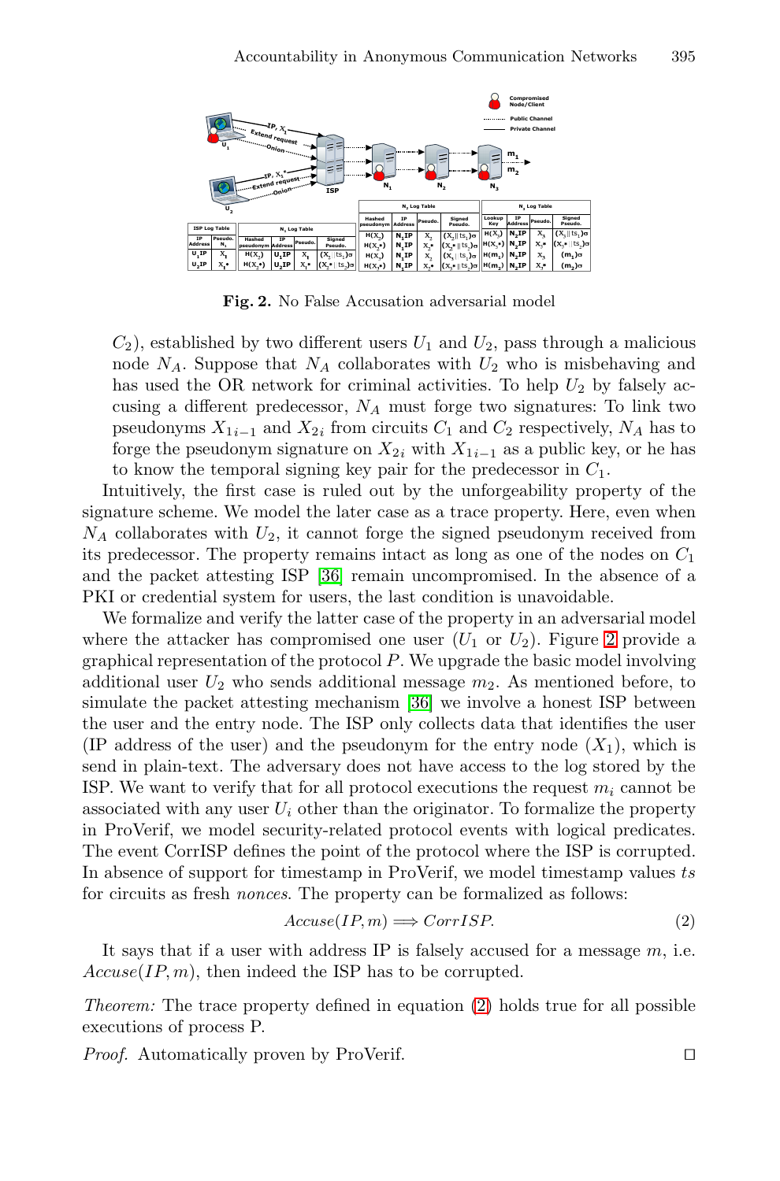**Fig. 2.** No False Accusation adversarial model

$C_2$), established by two different users $U_1$ and $U_2$, pass through a malicious node $N_A$. Suppose that $N_A$ collaborates with $U_2$ who is misbehaving and has used the OR network for criminal activities. To help $U_2$ by falsely accusing a different predecessor, $N_A$ must forge two signatures: To link two pseudonyms $X_{1_{i-1}}$ and $X_{2_i}$ from circuits $C_1$ and $C_2$ respectively, $N_A$ has to forge the pseudonym signature on $X_{2_i}$ with $X_{1_{i-1}}$ as a public key, or he has to know the temporal signing key pair for the predecessor in $C_1$.

Intuitively, the first case is ruled out by the unforgeability property of the signature scheme. We model the later case as a trace property. Here, even when $N_A$ collaborates with $U_2$, it cannot forge the signed pseudonym received from its predecessor. The property remains intact as long as one of the nodes on $C_1$ and the packet attesting ISP [36] remain uncompromised. In the absence of a PKI or credential system for users, the last condition is unavoidable.

We formalize and verify the latter case of the property in an adversarial model where the attacker has compromised one user ($U_1$ or $U_2$). Figure 2 provide a graphical representation of the protocol $P$. We upgrade the basic model involving additional user $U_2$ who sends additional message $m_2$. As mentioned before, to simulate the packet attesting mechanism [36] we involve a honest ISP between the user and the entry node. The ISP only collects data that identifies the user (IP address of the user) and the pseudonym for the entry node ($X_1$), which is send in plain-text. The adversary does not have access to the log stored by the ISP. We want to verify that for all protocol executions the request $m_i$ cannot be associated with any user $U_i$ other than the originator. To formalize the property in ProVerif, we model security-related protocol events with logical predicates. The event CorrISP defines the point of the protocol where the ISP is corrupted. In absence of support for timestamp in ProVerif, we model timestamp values $ts$ for circuits as fresh *nonces*. The property can be formalized as follows:

$$Accuse(IP, m) \Longrightarrow CorrISP. \tag{2}$$

It says that if a user with address IP is falsely accused for a message $m$, i.e. $Accuse(IP, m)$, then indeed the ISP has to be corrupted.

*Theorem:* The trace property defined in equation (2) holds true for all possible executions of process P.

*Proof.* Automatically proven by ProVerif. □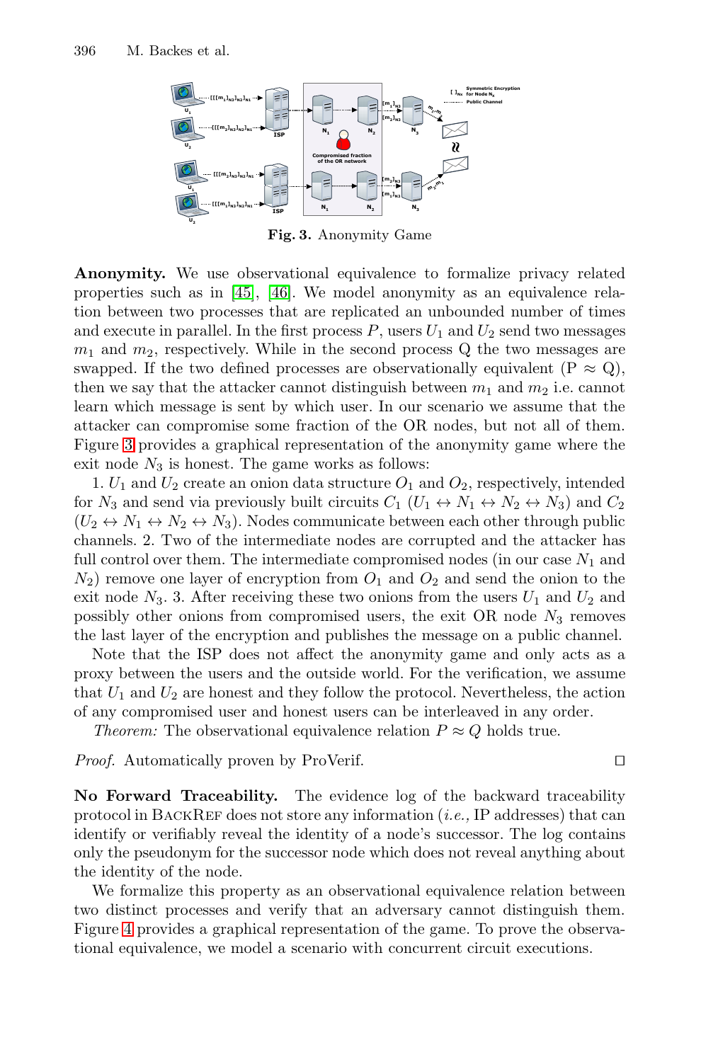**Fig. 3.** Anonymity Game

**Anonymity.** We use observational equivalence to formalize privacy related properties such as in [45], [46]. We model anonymity as an equivalence relation between two processes that are replicated an unbounded number of times and execute in parallel. In the first process $P$, users $U_1$ and $U_2$ send two messages $m_1$ and $m_2$, respectively. While in the second process Q the two messages are swapped. If the two defined processes are observationally equivalent (P $\approx$ Q), then we say that the attacker cannot distinguish between $m_1$ and $m_2$ i.e. cannot learn which message is sent by which user. In our scenario we assume that the attacker can compromise some fraction of the OR nodes, but not all of them. Figure 3 provides a graphical representation of the anonymity game where the exit node $N_3$ is honest. The game works as follows:

1. $U_1$ and $U_2$ create an onion data structure $O_1$ and $O_2$, respectively, intended for $N_3$ and send via previously built circuits $C_1$ ($U_1 \leftrightarrow N_1 \leftrightarrow N_2 \leftrightarrow N_3$) and $C_2$ ($U_2 \leftrightarrow N_1 \leftrightarrow N_2 \leftrightarrow N_3$). Nodes communicate between each other through public channels. 2. Two of the intermediate nodes are corrupted and the attacker has full control over them. The intermediate compromised nodes (in our case $N_1$ and $N_2$) remove one layer of encryption from $O_1$ and $O_2$ and send the onion to the exit node $N_3$. 3. After receiving these two onions from the users $U_1$ and $U_2$ and possibly other onions from compromised users, the exit OR node $N_3$ removes the last layer of the encryption and publishes the message on a public channel.

Note that the ISP does not affect the anonymity game and only acts as a proxy between the users and the outside world. For the verification, we assume that $U_1$ and $U_2$ are honest and they follow the protocol. Nevertheless, the action of any compromised user and honest users can be interleaved in any order.

*Theorem:* The observational equivalence relation $P \approx Q$ holds true.

*Proof.* Automatically proven by ProVerif. □

**No Forward Traceability.** The evidence log of the backward traceability protocol in BackRef does not store any information (*i.e.,* IP addresses) that can identify or verifiably reveal the identity of a node's successor. The log contains only the pseudonym for the successor node which does not reveal anything about the identity of the node.

We formalize this property as an observational equivalence relation between two distinct processes and verify that an adversary cannot distinguish them. Figure 4 provides a graphical representation of the game. To prove the observational equivalence, we model a scenario with concurrent circuit executions.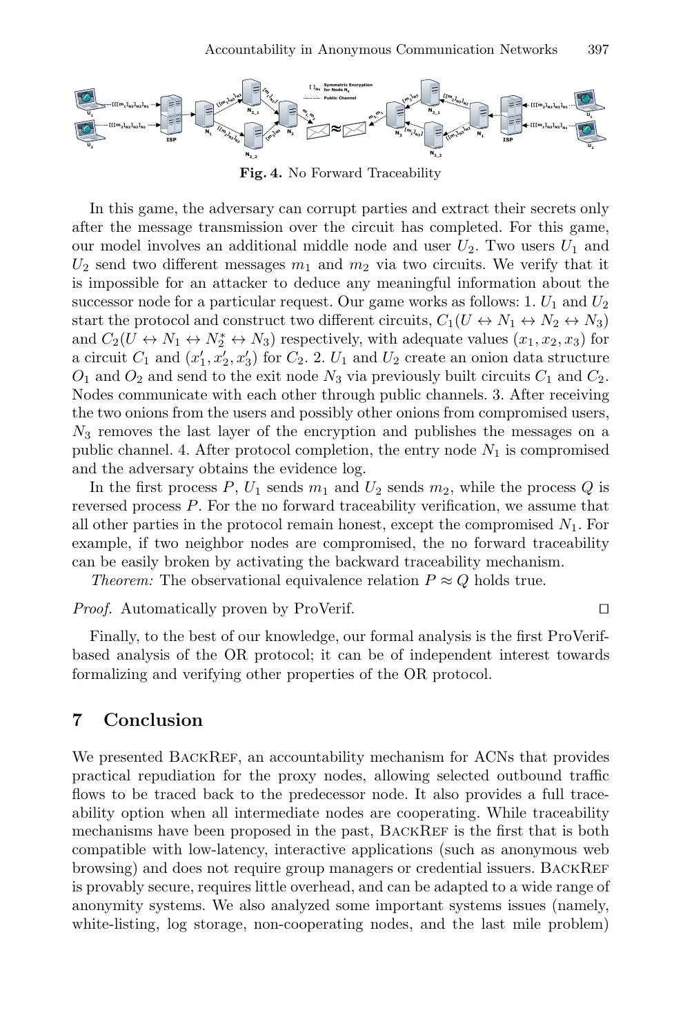**Fig. 4.** No Forward Traceability

In this game, the adversary can corrupt parties and extract their secrets only after the message transmission over the circuit has completed. For this game, our model involves an additional middle node and user $U_2$. Two users $U_1$ and $U_2$ send two different messages $m_1$ and $m_2$ via two circuits. We verify that it is impossible for an attacker to deduce any meaningful information about the successor node for a particular request. Our game works as follows: 1. $U_1$ and $U_2$ start the protocol and construct two different circuits, $C_1(U \leftrightarrow N_1 \leftrightarrow N_2 \leftrightarrow N_3)$ and $C_2(U \leftrightarrow N_1 \leftrightarrow N_2^* \leftrightarrow N_3)$ respectively, with adequate values $(x_1, x_2, x_3)$ for a circuit $C_1$ and $(x_1', x_2', x_3')$ for $C_2$. 2. $U_1$ and $U_2$ create an onion data structure $O_1$ and $O_2$ and send to the exit node $N_3$ via previously built circuits $C_1$ and $C_2$. Nodes communicate with each other through public channels. 3. After receiving the two onions from the users and possibly other onions from compromised users, $N_3$ removes the last layer of the encryption and publishes the messages on a public channel. 4. After protocol completion, the entry node $N_1$ is compromised and the adversary obtains the evidence log.

In the first process $P$, $U_1$ sends $m_1$ and $U_2$ sends $m_2$, while the process $Q$ is reversed process $P$. For the no forward traceability verification, we assume that all other parties in the protocol remain honest, except the compromised $N_1$. For example, if two neighbor nodes are compromised, the no forward traceability can be easily broken by activating the backward traceability mechanism.

*Theorem:* The observational equivalence relation $P \approx Q$ holds true.

*Proof.* Automatically proven by ProVerif. □

Finally, to the best of our knowledge, our formal analysis is the first ProVerif-based analysis of the OR protocol; it can be of independent interest towards formalizing and verifying other properties of the OR protocol.

## 7 Conclusion

We presented BackRef, an accountability mechanism for ACNs that provides practical repudiation for the proxy nodes, allowing selected outbound traffic flows to be traced back to the predecessor node. It also provides a full traceability option when all intermediate nodes are cooperating. While traceability mechanisms have been proposed in the past, BackRef is the first that is both compatible with low-latency, interactive applications (such as anonymous web browsing) and does not require group managers or credential issuers. BackRef is provably secure, requires little overhead, and can be adapted to a wide range of anonymity systems. We also analyzed some important systems issues (namely, white-listing, log storage, non-cooperating nodes, and the last mile problem)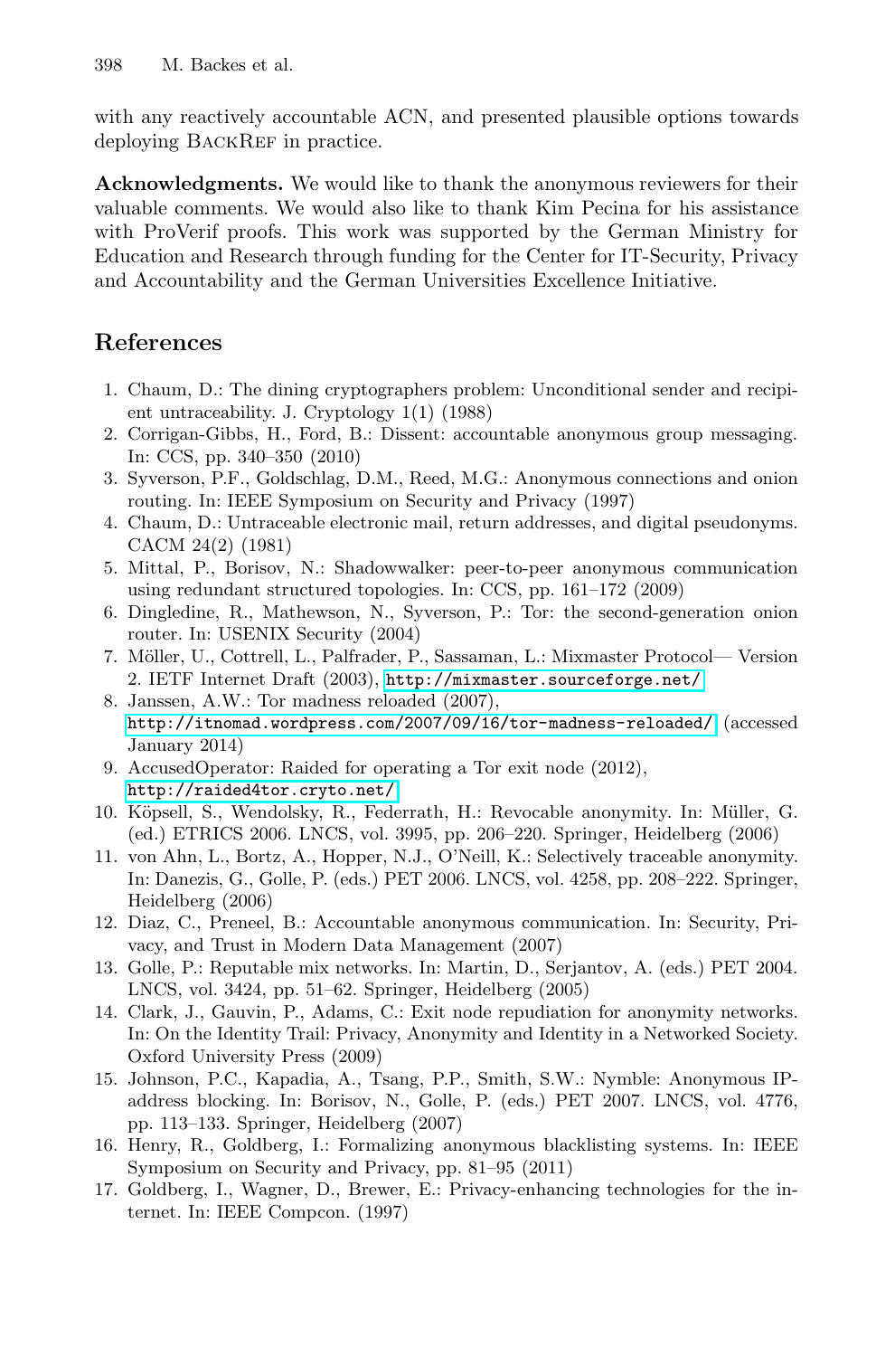with any reactively accountable ACN, and presented plausible options towards deploying BackRef in practice.

**Acknowledgments.** We would like to thank the anonymous reviewers for their valuable comments. We would also like to thank Kim Pecina for his assistance with ProVerif proofs. This work was supported by the German Ministry for Education and Research through funding for the Center for IT-Security, Privacy and Accountability and the German Universities Excellence Initiative.

## References

1. Chaum, D.: The dining cryptographers problem: Unconditional sender and recipient untraceability. J. Cryptology 1(1) (1988)
2. Corrigan-Gibbs, H., Ford, B.: Dissent: accountable anonymous group messaging. In: CCS, pp. 340–350 (2010)
3. Syverson, P.F., Goldschlag, D.M., Reed, M.G.: Anonymous connections and onion routing. In: IEEE Symposium on Security and Privacy (1997)
4. Chaum, D.: Untraceable electronic mail, return addresses, and digital pseudonyms. CACM 24(2) (1981)
5. Mittal, P., Borisov, N.: Shadowwalker: peer-to-peer anonymous communication using redundant structured topologies. In: CCS, pp. 161–172 (2009)
6. Dingledine, R., Mathewson, N., Syverson, P.: Tor: the second-generation onion router. In: USENIX Security (2004)
7. Möller, U., Cottrell, L., Palfrader, P., Sassaman, L.: Mixmaster Protocol— Version 2. IETF Internet Draft (2003), http://mixmaster.sourceforge.net/
8. Janssen, A.W.: Tor madness reloaded (2007), http://itnomad.wordpress.com/2007/09/16/tor-madness-reloaded/ (accessed January 2014)
9. AccusedOperator: Raided for operating a Tor exit node (2012), http://raided4tor.cryto.net/
10. Köpsell, S., Wendolsky, R., Federrath, H.: Revocable anonymity. In: Müller, G. (ed.) ETRICS 2006. LNCS, vol. 3995, pp. 206–220. Springer, Heidelberg (2006)
11. von Ahn, L., Bortz, A., Hopper, N.J., O'Neill, K.: Selectively traceable anonymity. In: Danezis, G., Golle, P. (eds.) PET 2006. LNCS, vol. 4258, pp. 208–222. Springer, Heidelberg (2006)
12. Diaz, C., Preneel, B.: Accountable anonymous communication. In: Security, Privacy, and Trust in Modern Data Management (2007)
13. Golle, P.: Reputable mix networks. In: Martin, D., Serjantov, A. (eds.) PET 2004. LNCS, vol. 3424, pp. 51–62. Springer, Heidelberg (2005)
14. Clark, J., Gauvin, P., Adams, C.: Exit node repudiation for anonymity networks. In: On the Identity Trail: Privacy, Anonymity and Identity in a Networked Society. Oxford University Press (2009)
15. Johnson, P.C., Kapadia, A., Tsang, P.P., Smith, S.W.: Nymble: Anonymous IP-address blocking. In: Borisov, N., Golle, P. (eds.) PET 2007. LNCS, vol. 4776, pp. 113–133. Springer, Heidelberg (2007)
16. Henry, R., Goldberg, I.: Formalizing anonymous blacklisting systems. In: IEEE Symposium on Security and Privacy, pp. 81–95 (2011)
17. Goldberg, I., Wagner, D., Brewer, E.: Privacy-enhancing technologies for the internet. In: IEEE Compcon. (1997)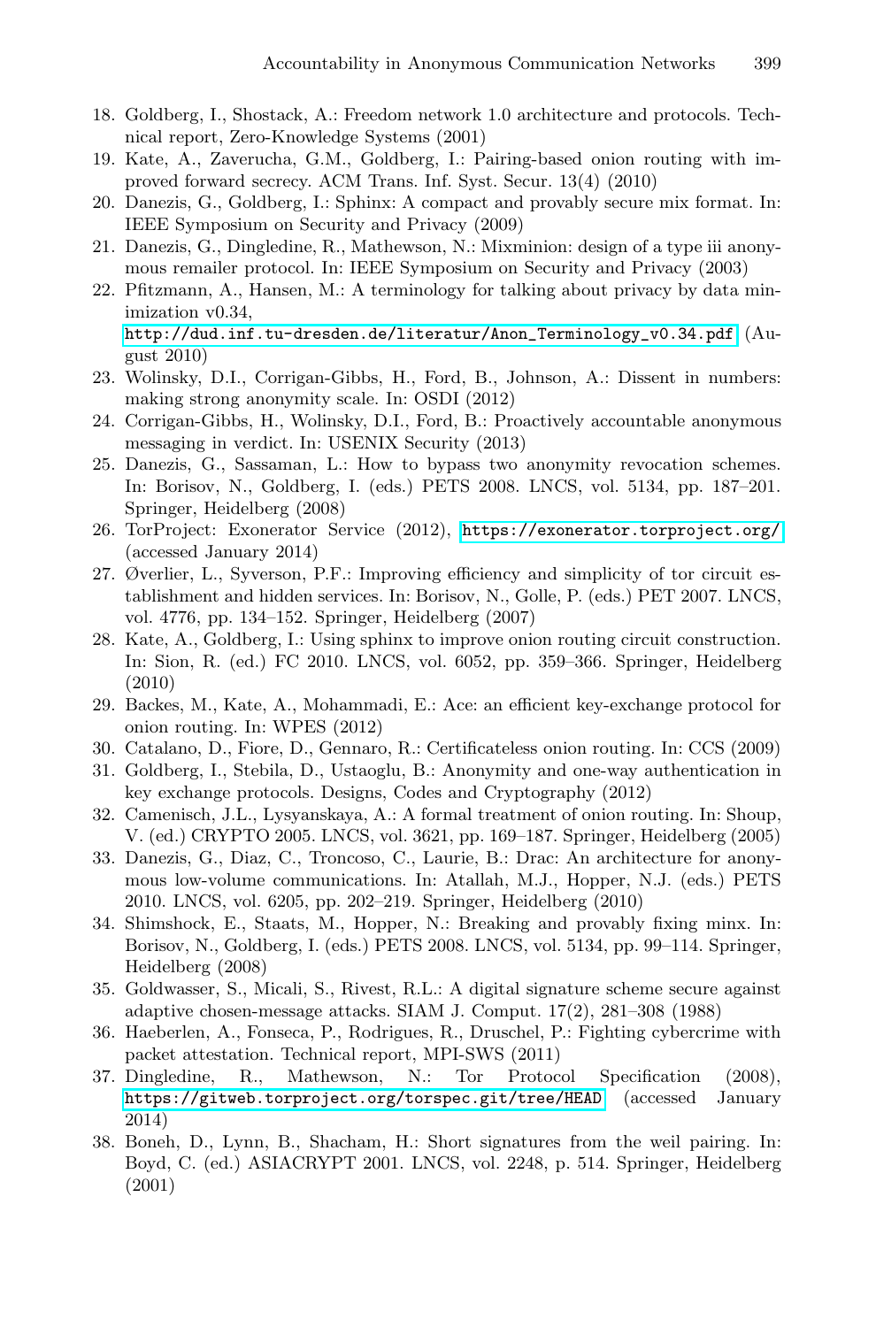18. Goldberg, I., Shostack, A.: Freedom network 1.0 architecture and protocols. Technical report, Zero-Knowledge Systems (2001)
19. Kate, A., Zaverucha, G.M., Goldberg, I.: Pairing-based onion routing with improved forward secrecy. ACM Trans. Inf. Syst. Secur. 13(4) (2010)
20. Danezis, G., Goldberg, I.: Sphinx: A compact and provably secure mix format. In: IEEE Symposium on Security and Privacy (2009)
21. Danezis, G., Dingledine, R., Mathewson, N.: Mixminion: design of a type iii anonymous remailer protocol. In: IEEE Symposium on Security and Privacy (2003)
22. Pfitzmann, A., Hansen, M.: A terminology for talking about privacy by data minimization v0.34, http://dud.inf.tu-dresden.de/literatur/Anon_Terminology_v0.34.pdf (August 2010)
23. Wolinsky, D.I., Corrigan-Gibbs, H., Ford, B., Johnson, A.: Dissent in numbers: making strong anonymity scale. In: OSDI (2012)
24. Corrigan-Gibbs, H., Wolinsky, D.I., Ford, B.: Proactively accountable anonymous messaging in verdict. In: USENIX Security (2013)
25. Danezis, G., Sassaman, L.: How to bypass two anonymity revocation schemes. In: Borisov, N., Goldberg, I. (eds.) PETS 2008. LNCS, vol. 5134, pp. 187–201. Springer, Heidelberg (2008)
26. TorProject: Exonerator Service (2012), https://exonerator.torproject.org/ (accessed January 2014)
27. Øverlier, L., Syverson, P.F.: Improving efficiency and simplicity of tor circuit establishment and hidden services. In: Borisov, N., Golle, P. (eds.) PET 2007. LNCS, vol. 4776, pp. 134–152. Springer, Heidelberg (2007)
28. Kate, A., Goldberg, I.: Using sphinx to improve onion routing circuit construction. In: Sion, R. (ed.) FC 2010. LNCS, vol. 6052, pp. 359–366. Springer, Heidelberg (2010)
29. Backes, M., Kate, A., Mohammadi, E.: Ace: an efficient key-exchange protocol for onion routing. In: WPES (2012)
30. Catalano, D., Fiore, D., Gennaro, R.: Certificateless onion routing. In: CCS (2009)
31. Goldberg, I., Stebila, D., Ustaoglu, B.: Anonymity and one-way authentication in key exchange protocols. Designs, Codes and Cryptography (2012)
32. Camenisch, J.L., Lysyanskaya, A.: A formal treatment of onion routing. In: Shoup, V. (ed.) CRYPTO 2005. LNCS, vol. 3621, pp. 169–187. Springer, Heidelberg (2005)
33. Danezis, G., Diaz, C., Troncoso, C., Laurie, B.: Drac: An architecture for anonymous low-volume communications. In: Atallah, M.J., Hopper, N.J. (eds.) PETS 2010. LNCS, vol. 6205, pp. 202–219. Springer, Heidelberg (2010)
34. Shimshock, E., Staats, M., Hopper, N.: Breaking and provably fixing minx. In: Borisov, N., Goldberg, I. (eds.) PETS 2008. LNCS, vol. 5134, pp. 99–114. Springer, Heidelberg (2008)
35. Goldwasser, S., Micali, S., Rivest, R.L.: A digital signature scheme secure against adaptive chosen-message attacks. SIAM J. Comput. 17(2), 281–308 (1988)
36. Haeberlen, A., Fonseca, P., Rodrigues, R., Druschel, P.: Fighting cybercrime with packet attestation. Technical report, MPI-SWS (2011)
37. Dingledine, R., Mathewson, N.: Tor Protocol Specification (2008), https://gitweb.torproject.org/torspec.git/tree/HEAD (accessed January 2014)
38. Boneh, D., Lynn, B., Shacham, H.: Short signatures from the weil pairing. In: Boyd, C. (ed.) ASIACRYPT 2001. LNCS, vol. 2248, p. 514. Springer, Heidelberg (2001)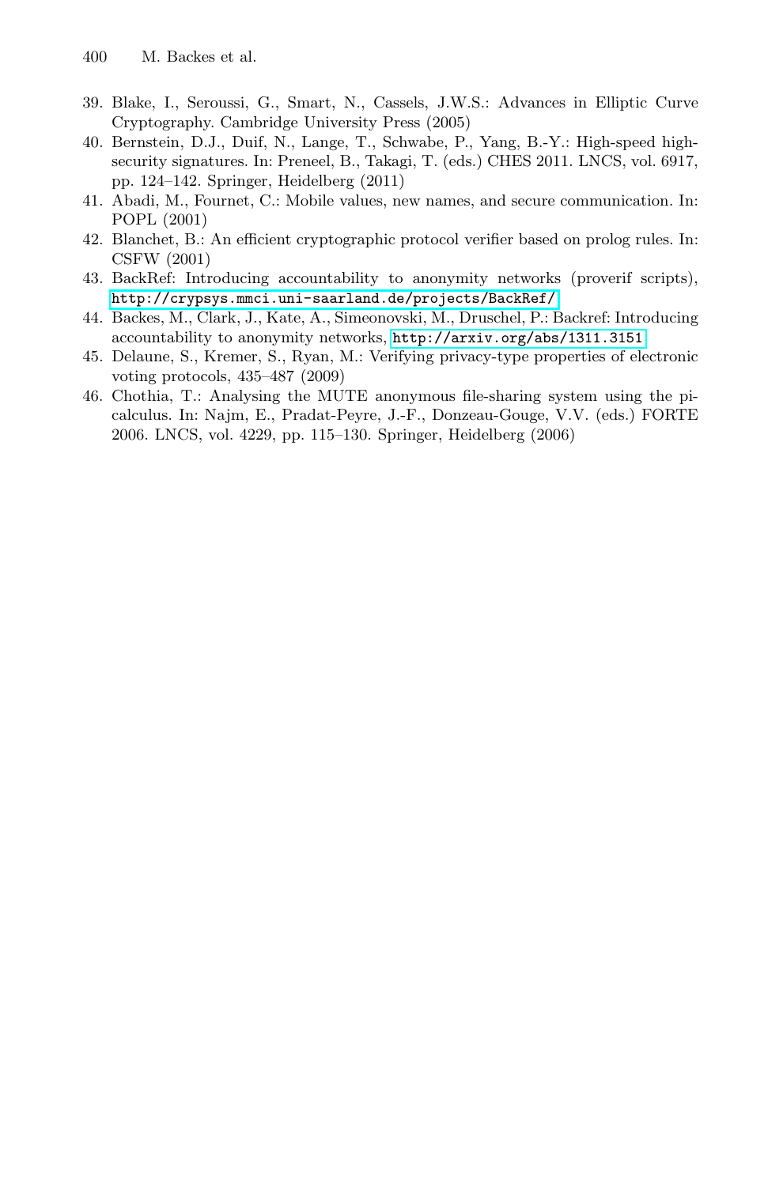39. Blake, I., Seroussi, G., Smart, N., Cassels, J.W.S.: Advances in Elliptic Curve Cryptography. Cambridge University Press (2005)
40. Bernstein, D.J., Duif, N., Lange, T., Schwabe, P., Yang, B.-Y.: High-speed high-security signatures. In: Preneel, B., Takagi, T. (eds.) CHES 2011. LNCS, vol. 6917, pp. 124–142. Springer, Heidelberg (2011)
41. Abadi, M., Fournet, C.: Mobile values, new names, and secure communication. In: POPL (2001)
42. Blanchet, B.: An efficient cryptographic protocol verifier based on prolog rules. In: CSFW (2001)
43. BackRef: Introducing accountability to anonymity networks (proverif scripts), http://crypsys.mmci.uni-saarland.de/projects/BackRef/
44. Backes, M., Clark, J., Kate, A., Simeonovski, M., Druschel, P.: Backref: Introducing accountability to anonymity networks, http://arxiv.org/abs/1311.3151
45. Delaune, S., Kremer, S., Ryan, M.: Verifying privacy-type properties of electronic voting protocols, 435–487 (2009)
46. Chothia, T.: Analysing the MUTE anonymous file-sharing system using the pi-calculus. In: Najm, E., Pradat-Peyre, J.-F., Donzeau-Gouge, V.V. (eds.) FORTE 2006. LNCS, vol. 4229, pp. 115–130. Springer, Heidelberg (2006)